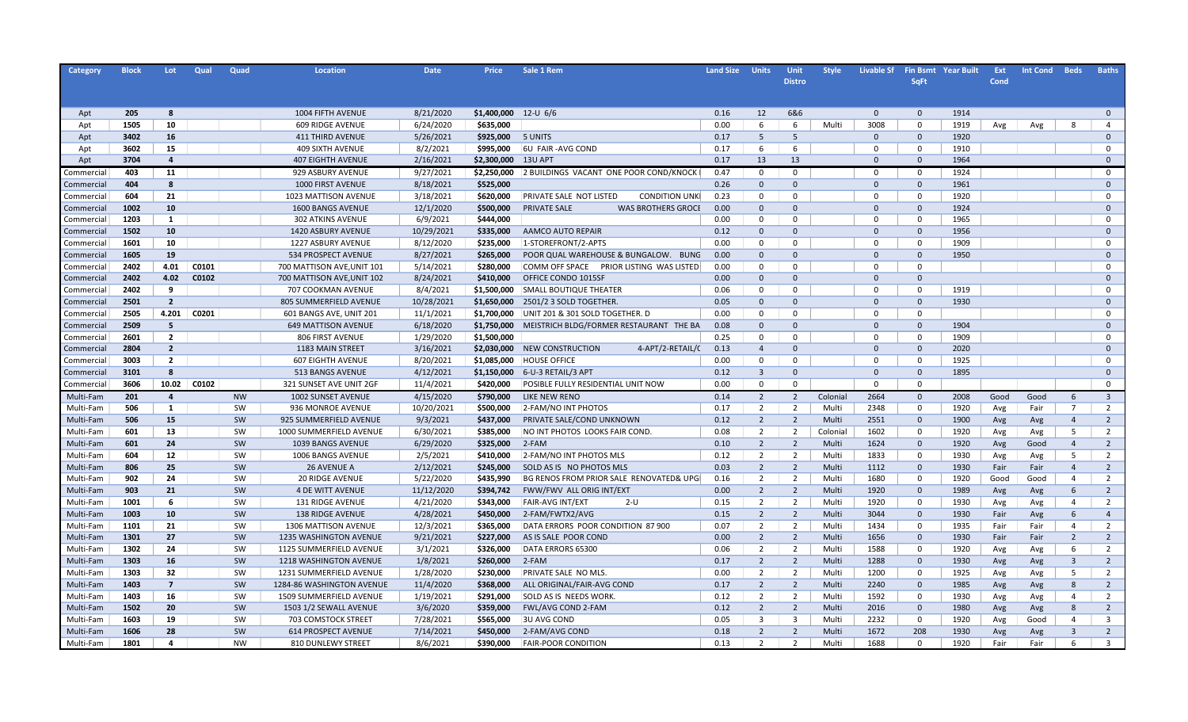| Category | Block | Lot | Qual | Quad | Location | Date | Price | Sale 1 Rem | Land Size | Units | Unit Distro | Style | Livable Sf | Fin Bsmt SqFt | Year Built | Ext Cond | Int Cond | Beds | Baths |
|---|---|---|---|---|---|---|---|---|---|---|---|---|---|---|---|---|---|---|---|
| Apt | 205 | 8 | | | 1004 FIFTH AVENUE | 8/21/2020 | $1,400,000 | 12-U 6/6 | 0.16 | 12 | 6&6 | | 0 | 0 | 1914 | | | | 0 |
| Apt | 1505 | 10 | | | 609 RIDGE AVENUE | 6/24/2020 | $635,000 | | 0.00 | 6 | 6 | Multi | 3008 | 0 | 1919 | Avg | Avg | 8 | 4 |
| Apt | 3402 | 16 | | | 411 THIRD AVENUE | 5/26/2021 | $925,000 | 5 UNITS | 0.17 | 5 | 5 | | 0 | 0 | 1920 | | | | 0 |
| Apt | 3602 | 15 | | | 409 SIXTH AVENUE | 8/2/2021 | $995,000 | 6U FAIR -AVG COND | 0.17 | 6 | 6 | | 0 | 0 | 1910 | | | | 0 |
| Apt | 3704 | 4 | | | 407 EIGHTH AVENUE | 2/16/2021 | $2,300,000 | 13U APT | 0.17 | 13 | 13 | | 0 | 0 | 1964 | | | | 0 |
| Commercial | 403 | 11 | | | 929 ASBURY AVENUE | 9/27/2021 | $2,250,000 | 2 BUILDINGS VACANT ONE POOR COND/KNOCK | 0.47 | 0 | 0 | | 0 | 0 | 1924 | | | | 0 |
| Commercial | 404 | 8 | | | 1000 FIRST AVENUE | 8/18/2021 | $525,000 | | 0.26 | 0 | 0 | | 0 | 0 | 1961 | | | | 0 |
| Commercial | 604 | 21 | | | 1023 MATTISON AVENUE | 3/18/2021 | $620,000 | PRIVATE SALE NOT LISTED CONDITION UNK | 0.23 | 0 | 0 | | 0 | 0 | 1920 | | | | 0 |
| Commercial | 1002 | 10 | | | 1600 BANGS AVENUE | 12/1/2020 | $500,000 | PRIVATE SALE WAS BROTHERS GROCE | 0.00 | 0 | 0 | | 0 | 0 | 1924 | | | | 0 |
| Commercial | 1203 | 1 | | | 302 ATKINS AVENUE | 6/9/2021 | $444,000 | | 0.00 | 0 | 0 | | 0 | 0 | 1965 | | | | 0 |
| Commercial | 1502 | 10 | | | 1420 ASBURY AVENUE | 10/29/2021 | $335,000 | AAMCO AUTO REPAIR | 0.12 | 0 | 0 | | 0 | 0 | 1956 | | | | 0 |
| Commercial | 1601 | 10 | | | 1227 ASBURY AVENUE | 8/12/2020 | $235,000 | 1-STOREFRONT/2-APTS | 0.00 | 0 | 0 | | 0 | 0 | 1909 | | | | 0 |
| Commercial | 1605 | 19 | | | 534 PROSPECT AVENUE | 8/27/2021 | $265,000 | POOR QUAL WAREHOUSE & BUNGALOW. BUNG | 0.00 | 0 | 0 | | 0 | 0 | 1950 | | | | 0 |
| Commercial | 2402 | 4.01 | C0101 | | 700 MATTISON AVE,UNIT 101 | 5/14/2021 | $280,000 | COMM OFF SPACE PRIOR LISTING WAS LISTED | 0.00 | 0 | 0 | | 0 | 0 | | | | | 0 |
| Commercial | 2402 | 4.02 | C0102 | | 700 MATTISON AVE,UNIT 102 | 8/24/2021 | $410,000 | OFFICE CONDO 1015SF | 0.00 | 0 | 0 | | 0 | 0 | | | | | 0 |
| Commercial | 2402 | 9 | | | 707 COOKMAN AVENUE | 8/4/2021 | $1,500,000 | SMALL BOUTIQUE THEATER | 0.06 | 0 | 0 | | 0 | 0 | 1919 | | | | 0 |
| Commercial | 2501 | 2 | | | 805 SUMMERFIELD AVENUE | 10/28/2021 | $1,650,000 | 2501/2 3 SOLD TOGETHER. | 0.05 | 0 | 0 | | 0 | 0 | 1930 | | | | 0 |
| Commercial | 2505 | 4.201 | C0201 | | 601 BANGS AVE, UNIT 201 | 11/1/2021 | $1,700,000 | UNIT 201 & 301 SOLD TOGETHER. D | 0.00 | 0 | 0 | | 0 | 0 | | | | | 0 |
| Commercial | 2509 | 5 | | | 649 MATTISON AVENUE | 6/18/2020 | $1,750,000 | MEISTRICH BLDG/FORMER RESTAURANT THE BA | 0.08 | 0 | 0 | | 0 | 0 | 1904 | | | | 0 |
| Commercial | 2601 | 2 | | | 806 FIRST AVENUE | 1/29/2020 | $1,500,000 | | 0.25 | 0 | 0 | | 0 | 0 | 1909 | | | | 0 |
| Commercial | 2804 | 2 | | | 1183 MAIN STREET | 3/16/2021 | $2,030,000 | NEW CONSTRUCTION 4-APT/2-RETAIL/( | 0.13 | 4 | 0 | | 0 | 0 | 2020 | | | | 0 |
| Commercial | 3003 | 2 | | | 607 EIGHTH AVENUE | 8/20/2021 | $1,085,000 | HOUSE OFFICE | 0.00 | 0 | 0 | | 0 | 0 | 1925 | | | | 0 |
| Commercial | 3101 | 8 | | | 513 BANGS AVENUE | 4/12/2021 | $1,150,000 | 6-U-3 RETAIL/3 APT | 0.12 | 3 | 0 | | 0 | 0 | 1895 | | | | 0 |
| Commercial | 3606 | 10.02 | C0102 | | 321 SUNSET AVE UNIT 2GF | 11/4/2021 | $420,000 | POSIBLE FULLY RESIDENTIAL UNIT NOW | 0.00 | 0 | 0 | | 0 | 0 | | | | | 0 |
| Multi-Fam | 201 | 4 | | NW | 1002 SUNSET AVENUE | 4/15/2020 | $790,000 | LIKE NEW RENO | 0.14 | 2 | 2 | Colonial | 2664 | 0 | 2008 | Good | Good | 6 | 3 |
| Multi-Fam | 506 | 1 | | SW | 936 MONROE AVENUE | 10/20/2021 | $500,000 | 2-FAM/NO INT PHOTOS | 0.17 | 2 | 2 | Multi | 2348 | 0 | 1920 | Avg | Fair | 7 | 2 |
| Multi-Fam | 506 | 15 | | SW | 925 SUMMERFIELD AVENUE | 9/3/2021 | $437,000 | PRIVATE SALE/COND UNKNOWN | 0.12 | 2 | 2 | Multi | 2551 | 0 | 1900 | Avg | Avg | 4 | 2 |
| Multi-Fam | 601 | 13 | | SW | 1000 SUMMERFIELD AVENUE | 6/30/2021 | $385,000 | NO INT PHOTOS LOOKS FAIR COND. | 0.08 | 2 | 2 | Colonial | 1602 | 0 | 1920 | Avg | Avg | 5 | 2 |
| Multi-Fam | 601 | 24 | | SW | 1039 BANGS AVENUE | 6/29/2020 | $325,000 | 2-FAM | 0.10 | 2 | 2 | Multi | 1624 | 0 | 1920 | Avg | Good | 4 | 2 |
| Multi-Fam | 604 | 12 | | SW | 1006 BANGS AVENUE | 2/5/2021 | $410,000 | 2-FAM/NO INT PHOTOS MLS | 0.12 | 2 | 2 | Multi | 1833 | 0 | 1930 | Avg | Avg | 5 | 2 |
| Multi-Fam | 806 | 25 | | SW | 26 AVENUE A | 2/12/2021 | $245,000 | SOLD AS IS NO PHOTOS MLS | 0.03 | 2 | 2 | Multi | 1112 | 0 | 1930 | Fair | Fair | 4 | 2 |
| Multi-Fam | 902 | 24 | | SW | 20 RIDGE AVENUE | 5/22/2020 | $435,990 | BG RENOS FROM PRIOR SALE RENOVATED& UPG | 0.16 | 2 | 2 | Multi | 1680 | 0 | 1920 | Good | Good | 4 | 2 |
| Multi-Fam | 903 | 21 | | SW | 4 DE WITT AVENUE | 11/12/2020 | $394,742 | FWW/FWV ALL ORIG INT/EXT | 0.00 | 2 | 2 | Multi | 1920 | 0 | 1989 | Avg | Avg | 6 | 2 |
| Multi-Fam | 1001 | 6 | | SW | 131 RIDGE AVENUE | 4/21/2020 | $343,000 | FAIR-AVG INT/EXT 2-U | 0.15 | 2 | 2 | Multi | 1920 | 0 | 1930 | Avg | Avg | 4 | 2 |
| Multi-Fam | 1003 | 10 | | SW | 138 RIDGE AVENUE | 4/28/2021 | $450,000 | 2-FAM/FWTX2/AVG | 0.15 | 2 | 2 | Multi | 3044 | 0 | 1930 | Fair | Avg | 6 | 4 |
| Multi-Fam | 1101 | 21 | | SW | 1306 MATTISON AVENUE | 12/3/2021 | $365,000 | DATA ERRORS POOR CONDITION 87 900 | 0.07 | 2 | 2 | Multi | 1434 | 0 | 1935 | Fair | Fair | 4 | 2 |
| Multi-Fam | 1301 | 27 | | SW | 1235 WASHINGTON AVENUE | 9/21/2021 | $227,000 | AS IS SALE POOR COND | 0.00 | 2 | 2 | Multi | 1656 | 0 | 1930 | Fair | Fair | 2 | 2 |
| Multi-Fam | 1302 | 24 | | SW | 1125 SUMMERFIELD AVENUE | 3/1/2021 | $326,000 | DATA ERRORS 65300 | 0.06 | 2 | 2 | Multi | 1588 | 0 | 1920 | Avg | Avg | 6 | 2 |
| Multi-Fam | 1303 | 16 | | SW | 1218 WASHINGTON AVENUE | 1/8/2021 | $260,000 | 2-FAM | 0.17 | 2 | 2 | Multi | 1288 | 0 | 1930 | Avg | Avg | 3 | 2 |
| Multi-Fam | 1303 | 32 | | SW | 1231 SUMMERFIELD AVENUE | 1/28/2020 | $230,000 | PRIVATE SALE NO MLS. | 0.00 | 2 | 2 | Multi | 1200 | 0 | 1925 | Avg | Avg | 5 | 2 |
| Multi-Fam | 1403 | 7 | | SW | 1284-86 WASHINGTON AVENUE | 11/4/2020 | $368,000 | ALL ORIGINAL/FAIR-AVG COND | 0.17 | 2 | 2 | Multi | 2240 | 0 | 1985 | Avg | Avg | 8 | 2 |
| Multi-Fam | 1403 | 16 | | SW | 1509 SUMMERFIELD AVENUE | 1/19/2021 | $291,000 | SOLD AS IS NEEDS WORK. | 0.12 | 2 | 2 | Multi | 1592 | 0 | 1930 | Avg | Avg | 4 | 2 |
| Multi-Fam | 1502 | 20 | | SW | 1503 1/2 SEWALL AVENUE | 3/6/2020 | $359,000 | FWL/AVG COND 2-FAM | 0.12 | 2 | 2 | Multi | 2016 | 0 | 1980 | Avg | Avg | 8 | 2 |
| Multi-Fam | 1603 | 19 | | SW | 703 COMSTOCK STREET | 7/28/2021 | $565,000 | 3U AVG COND | 0.05 | 3 | 3 | Multi | 2232 | 0 | 1920 | Avg | Good | 4 | 3 |
| Multi-Fam | 1606 | 28 | | SW | 614 PROSPECT AVENUE | 7/14/2021 | $450,000 | 2-FAM/AVG COND | 0.18 | 2 | 2 | Multi | 1672 | 208 | 1930 | Avg | Avg | 3 | 2 |
| Multi-Fam | 1801 | 4 | | NW | 810 DUNLEWY STREET | 8/6/2021 | $390,000 | FAIR-POOR CONDITION | 0.13 | 2 | 2 | Multi | 1688 | 0 | 1920 | Fair | Fair | 6 | 3 |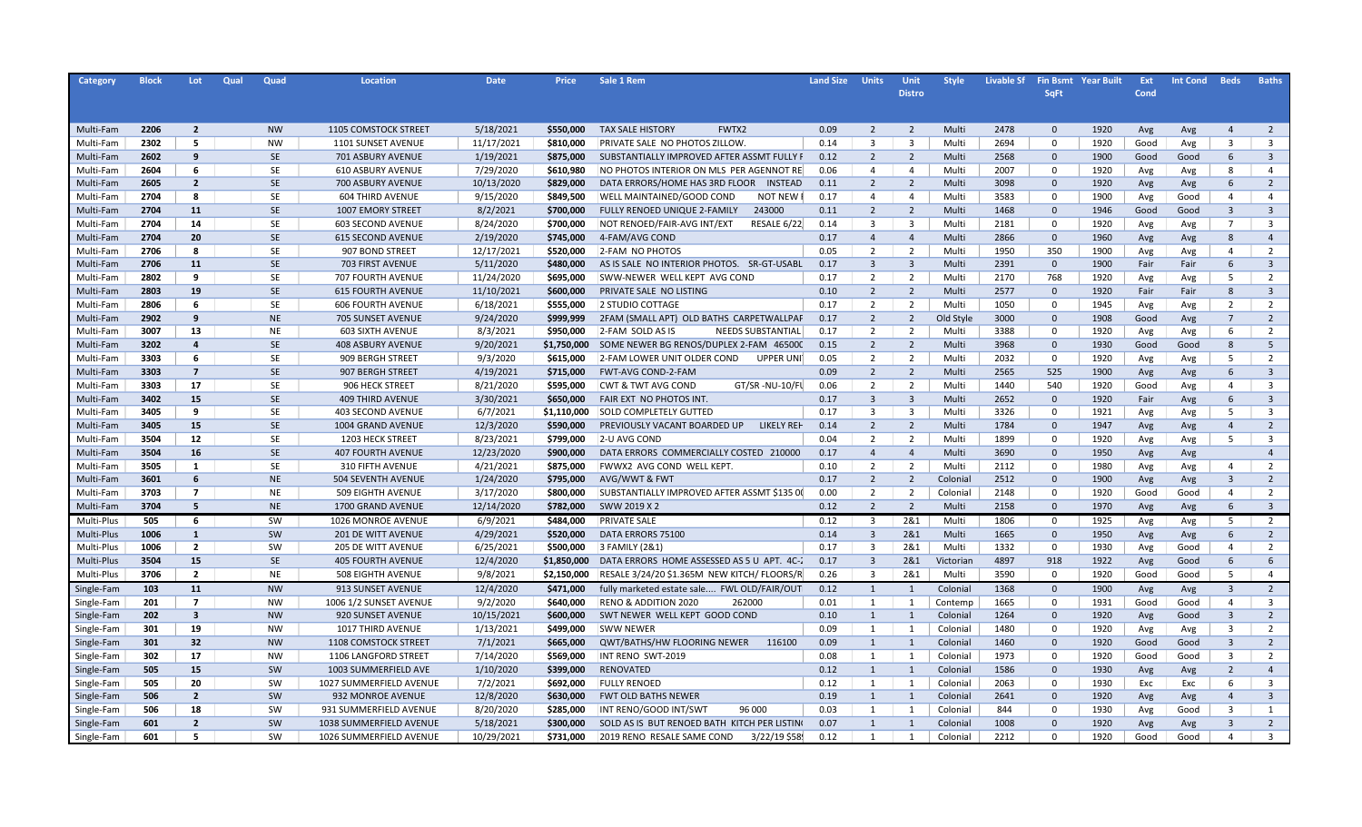| Category | Block | Lot | Qual | Quad | Location | Date | Price | Sale 1 Rem | Land Size | Units | Unit Distro | Style | Livable Sf | Fin Bsmt SqFt | Year Built | Ext Cond | Int Cond | Beds | Baths |
|---|---|---|---|---|---|---|---|---|---|---|---|---|---|---|---|---|---|---|---|
| Multi-Fam | 2206 | 2 | | NW | 1105 COMSTOCK STREET | 5/18/2021 | $550,000 | TAX SALE HISTORY FWTX2 | 0.09 | 2 | 2 | Multi | 2478 | 0 | 1920 | Avg | Avg | 4 | 2 |
| Multi-Fam | 2302 | 5 | | NW | 1101 SUNSET AVENUE | 11/17/2021 | $810,000 | PRIVATE SALE NO PHOTOS ZILLOW. | 0.14 | 3 | 3 | Multi | 2694 | 0 | 1920 | Good | Avg | 3 | 3 |
| Multi-Fam | 2602 | 9 | | SE | 701 ASBURY AVENUE | 1/19/2021 | $875,000 | SUBSTANTIALLY IMPROVED AFTER ASSMT FULLY F | 0.12 | 2 | 2 | Multi | 2568 | 0 | 1900 | Good | Good | 6 | 3 |
| Multi-Fam | 2604 | 6 | | SE | 610 ASBURY AVENUE | 7/29/2020 | $610,980 | NO PHOTOS INTERIOR ON MLS PER AGENNOT RE | 0.06 | 4 | 4 | Multi | 2007 | 0 | 1920 | Avg | Avg | 8 | 4 |
| Multi-Fam | 2605 | 2 | | SE | 700 ASBURY AVENUE | 10/13/2020 | $829,000 | DATA ERRORS/HOME HAS 3RD FLOOR INSTEAD | 0.11 | 2 | 2 | Multi | 3098 | 0 | 1920 | Avg | Avg | 6 | 2 |
| Multi-Fam | 2704 | 8 | | SE | 604 THIRD AVENUE | 9/15/2020 | $849,500 | WELL MAINTAINED/GOOD COND NOT NEW I | 0.17 | 4 | 4 | Multi | 3583 | 0 | 1900 | Avg | Good | 4 | 4 |
| Multi-Fam | 2704 | 11 | | SE | 1007 EMORY STREET | 8/2/2021 | $700,000 | FULLY RENOED UNIQUE 2-FAMILY 243000 | 0.11 | 2 | 2 | Multi | 1468 | 0 | 1946 | Good | Good | 3 | 3 |
| Multi-Fam | 2704 | 14 | | SE | 603 SECOND AVENUE | 8/24/2020 | $700,000 | NOT RENOED/FAIR-AVG INT/EXT RESALE 6/22 | 0.14 | 3 | 3 | Multi | 2181 | 0 | 1920 | Avg | Avg | 7 | 3 |
| Multi-Fam | 2704 | 20 | | SE | 615 SECOND AVENUE | 2/19/2020 | $745,000 | 4-FAM/AVG COND | 0.17 | 4 | 4 | Multi | 2866 | 0 | 1960 | Avg | Avg | 8 | 4 |
| Multi-Fam | 2706 | 8 | | SE | 907 BOND STREET | 12/17/2021 | $520,000 | 2-FAM NO PHOTOS | 0.05 | 2 | 2 | Multi | 1950 | 350 | 1900 | Avg | Avg | 4 | 2 |
| Multi-Fam | 2706 | 11 | | SE | 703 FIRST AVENUE | 5/11/2020 | $480,000 | AS IS SALE NO INTERIOR PHOTOS. SR-GT-USABL | 0.17 | 3 | 3 | Multi | 2391 | 0 | 1900 | Fair | Fair | 6 | 3 |
| Multi-Fam | 2802 | 9 | | SE | 707 FOURTH AVENUE | 11/24/2020 | $695,000 | SWW-NEWER WELL KEPT AVG COND | 0.17 | 2 | 2 | Multi | 2170 | 768 | 1920 | Avg | Avg | 5 | 2 |
| Multi-Fam | 2803 | 19 | | SE | 615 FOURTH AVENUE | 11/10/2021 | $600,000 | PRIVATE SALE NO LISTING | 0.10 | 2 | 2 | Multi | 2577 | 0 | 1920 | Fair | Fair | 8 | 3 |
| Multi-Fam | 2806 | 6 | | SE | 606 FOURTH AVENUE | 6/18/2021 | $555,000 | 2 STUDIO COTTAGE | 0.17 | 2 | 2 | Multi | 1050 | 0 | 1945 | Avg | Avg | 2 | 2 |
| Multi-Fam | 2902 | 9 | | NE | 705 SUNSET AVENUE | 9/24/2020 | $999,999 | 2FAM (SMALL APT) OLD BATHS CARPETWALLPAF | 0.17 | 2 | 2 | Old Style | 3000 | 0 | 1908 | Good | Avg | 7 | 2 |
| Multi-Fam | 3007 | 13 | | NE | 603 SIXTH AVENUE | 8/3/2021 | $950,000 | 2-FAM SOLD AS IS NEEDS SUBSTANTIAL | 0.17 | 2 | 2 | Multi | 3388 | 0 | 1920 | Avg | Avg | 6 | 2 |
| Multi-Fam | 3202 | 4 | | SE | 408 ASBURY AVENUE | 9/20/2021 | $1,750,000 | SOME NEWER BG RENOS/DUPLEX 2-FAM 46500C | 0.15 | 2 | 2 | Multi | 3968 | 0 | 1930 | Good | Good | 8 | 5 |
| Multi-Fam | 3303 | 6 | | SE | 909 BERGH STREET | 9/3/2020 | $615,000 | 2-FAM LOWER UNIT OLDER COND UPPER UNI | 0.05 | 2 | 2 | Multi | 2032 | 0 | 1920 | Avg | Avg | 5 | 2 |
| Multi-Fam | 3303 | 7 | | SE | 907 BERGH STREET | 4/19/2021 | $715,000 | FWT-AVG COND-2-FAM | 0.09 | 2 | 2 | Multi | 2565 | 525 | 1900 | Avg | Avg | 6 | 3 |
| Multi-Fam | 3303 | 17 | | SE | 906 HECK STREET | 8/21/2020 | $595,000 | CWT & TWT AVG COND GT/SR -NU-10/FL | 0.06 | 2 | 2 | Multi | 1440 | 540 | 1920 | Good | Avg | 4 | 3 |
| Multi-Fam | 3402 | 15 | | SE | 409 THIRD AVENUE | 3/30/2021 | $650,000 | FAIR EXT NO PHOTOS INT. | 0.17 | 3 | 3 | Multi | 2652 | 0 | 1920 | Fair | Avg | 6 | 3 |
| Multi-Fam | 3405 | 9 | | SE | 403 SECOND AVENUE | 6/7/2021 | $1,110,000 | SOLD COMPLETELY GUTTED | 0.17 | 3 | 3 | Multi | 3326 | 0 | 1921 | Avg | Avg | 5 | 3 |
| Multi-Fam | 3405 | 15 | | SE | 1004 GRAND AVENUE | 12/3/2020 | $590,000 | PREVIOUSLY VACANT BOARDED UP LIKELY REH | 0.14 | 2 | 2 | Multi | 1784 | 0 | 1947 | Avg | Avg | 4 | 2 |
| Multi-Fam | 3504 | 12 | | SE | 1203 HECK STREET | 8/23/2021 | $799,000 | 2-U AVG COND | 0.04 | 2 | 2 | Multi | 1899 | 0 | 1920 | Avg | Avg | 5 | 3 |
| Multi-Fam | 3504 | 16 | | SE | 407 FOURTH AVENUE | 12/23/2020 | $900,000 | DATA ERRORS COMMERCIALLY COSTED 210000 | 0.17 | 4 | 4 | Multi | 3690 | 0 | 1950 | Avg | Avg | | 4 |
| Multi-Fam | 3505 | 1 | | SE | 310 FIFTH AVENUE | 4/21/2021 | $875,000 | FWWX2 AVG COND WELL KEPT. | 0.10 | 2 | 2 | Multi | 2112 | 0 | 1980 | Avg | Avg | 4 | 2 |
| Multi-Fam | 3601 | 6 | | NE | 504 SEVENTH AVENUE | 1/24/2020 | $795,000 | AVG/WWT & FWT | 0.17 | 2 | 2 | Colonial | 2512 | 0 | 1900 | Avg | Avg | 3 | 2 |
| Multi-Fam | 3703 | 7 | | NE | 509 EIGHTH AVENUE | 3/17/2020 | $800,000 | SUBSTANTIALLY IMPROVED AFTER ASSMT $135 0( | 0.00 | 2 | 2 | Colonial | 2148 | 0 | 1920 | Good | Good | 4 | 2 |
| Multi-Fam | 3704 | 5 | | NE | 1700 GRAND AVENUE | 12/14/2020 | $782,000 | SWW 2019 X 2 | 0.12 | 2 | 2 | Multi | 2158 | 0 | 1970 | Avg | Avg | 6 | 3 |
| Multi-Plus | 505 | 6 | | SW | 1026 MONROE AVENUE | 6/9/2021 | $484,000 | PRIVATE SALE | 0.12 | 3 | 2&1 | Multi | 1806 | 0 | 1925 | Avg | Avg | 5 | 2 |
| Multi-Plus | 1006 | 1 | | SW | 201 DE WITT AVENUE | 4/29/2021 | $520,000 | DATA ERRORS 75100 | 0.14 | 3 | 2&1 | Multi | 1665 | 0 | 1950 | Avg | Avg | 6 | 2 |
| Multi-Plus | 1006 | 2 | | SW | 205 DE WITT AVENUE | 6/25/2021 | $500,000 | 3 FAMILY (2&1) | 0.17 | 3 | 2&1 | Multi | 1332 | 0 | 1930 | Avg | Good | 4 | 2 |
| Multi-Plus | 3504 | 15 | | SE | 405 FOURTH AVENUE | 12/4/2020 | $1,850,000 | DATA ERRORS HOME ASSESSED AS 5 U APT. 4C-2 | 0.17 | 3 | 2&1 | Victorian | 4897 | 918 | 1922 | Avg | Good | 6 | 6 |
| Multi-Plus | 3706 | 2 | | NE | 508 EIGHTH AVENUE | 9/8/2021 | $2,150,000 | RESALE 3/24/20 $1.365M NEW KITCH/ FLOORS/R | 0.26 | 3 | 2&1 | Multi | 3590 | 0 | 1920 | Good | Good | 5 | 4 |
| Single-Fam | 103 | 11 | | NW | 913 SUNSET AVENUE | 12/4/2020 | $471,000 | fully marketed estate sale.... FWL OLD/FAIR/OUT | 0.12 | 1 | 1 | Colonial | 1368 | 0 | 1900 | Avg | Avg | 3 | 2 |
| Single-Fam | 201 | 7 | | NW | 1006 1/2 SUNSET AVENUE | 9/2/2020 | $640,000 | RENO & ADDITION 2020 262000 | 0.01 | 1 | 1 | Contemp | 1665 | 0 | 1931 | Good | Good | 4 | 3 |
| Single-Fam | 202 | 3 | | NW | 920 SUNSET AVENUE | 10/15/2021 | $600,000 | SWT NEWER WELL KEPT GOOD COND | 0.10 | 1 | 1 | Colonial | 1264 | 0 | 1920 | Avg | Good | 3 | 2 |
| Single-Fam | 301 | 19 | | NW | 1017 THIRD AVENUE | 1/13/2021 | $499,000 | SWW NEWER | 0.09 | 1 | 1 | Colonial | 1480 | 0 | 1920 | Avg | Avg | 3 | 2 |
| Single-Fam | 301 | 32 | | NW | 1108 COMSTOCK STREET | 7/1/2021 | $665,000 | QWT/BATHS/HW FLOORING NEWER 116100 | 0.09 | 1 | 1 | Colonial | 1460 | 0 | 1920 | Good | Good | 3 | 2 |
| Single-Fam | 302 | 17 | | NW | 1106 LANGFORD STREET | 7/14/2020 | $569,000 | INT RENO SWT-2019 | 0.08 | 1 | 1 | Colonial | 1973 | 0 | 1920 | Good | Good | 3 | 2 |
| Single-Fam | 505 | 15 | | SW | 1003 SUMMERFIELD AVE | 1/10/2020 | $399,000 | RENOVATED | 0.12 | 1 | 1 | Colonial | 1586 | 0 | 1930 | Avg | Avg | 2 | 4 |
| Single-Fam | 505 | 20 | | SW | 1027 SUMMERFIELD AVENUE | 7/2/2021 | $692,000 | FULLY RENOED | 0.12 | 1 | 1 | Colonial | 2063 | 0 | 1930 | Exc | Exc | 6 | 3 |
| Single-Fam | 506 | 2 | | SW | 932 MONROE AVENUE | 12/8/2020 | $630,000 | FWT OLD BATHS NEWER | 0.19 | 1 | 1 | Colonial | 2641 | 0 | 1920 | Avg | Avg | 4 | 3 |
| Single-Fam | 506 | 18 | | SW | 931 SUMMERFIELD AVENUE | 8/20/2020 | $285,000 | INT RENO/GOOD INT/SWT 96 000 | 0.03 | 1 | 1 | Colonial | 844 | 0 | 1930 | Avg | Good | 3 | 1 |
| Single-Fam | 601 | 2 | | SW | 1038 SUMMERFIELD AVENUE | 5/18/2021 | $300,000 | SOLD AS IS BUT RENOED BATH KITCH PER LISTIN | 0.07 | 1 | 1 | Colonial | 1008 | 0 | 1920 | Avg | Avg | 3 | 2 |
| Single-Fam | 601 | 5 | | SW | 1026 SUMMERFIELD AVENUE | 10/29/2021 | $731,000 | 2019 RENO RESALE SAME COND 3/22/19 $58 | 0.12 | 1 | 1 | Colonial | 2212 | 0 | 1920 | Good | Good | 4 | 3 |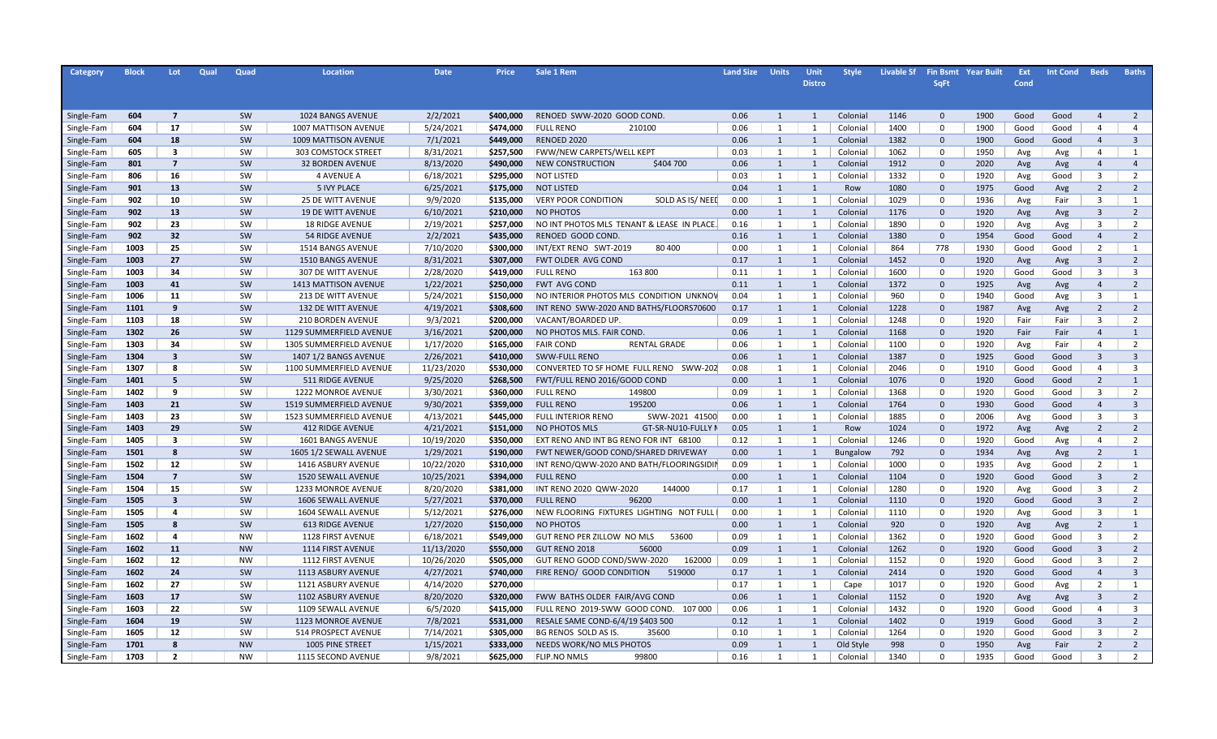| Category | Block | Lot | Qual | Quad | Location | Date | Price | Sale 1 Rem | Land Size | Units | Unit Distro | Style | Livable Sf | Fin Bsmt SqFt | Year Built | Ext Cond | Int Cond | Beds | Baths |
|---|---|---|---|---|---|---|---|---|---|---|---|---|---|---|---|---|---|---|---|
| Single-Fam | 604 | 7 | | SW | 1024 BANGS AVENUE | 2/2/2021 | $400,000 | RENOED SWW-2020 GOOD COND. | 0.06 | 1 | 1 | Colonial | 1146 | 0 | 1900 | Good | Good | 4 | 2 |
| Single-Fam | 604 | 17 | | SW | 1007 MATTISON AVENUE | 5/24/2021 | $474,000 | FULL RENO 210100 | 0.06 | 1 | 1 | Colonial | 1400 | 0 | 1900 | Good | Good | 4 | 4 |
| Single-Fam | 604 | 18 | | SW | 1009 MATTISON AVENUE | 7/1/2021 | $449,000 | RENOED 2020 | 0.06 | 1 | 1 | Colonial | 1382 | 0 | 1900 | Good | Good | 4 | 3 |
| Single-Fam | 605 | 3 | | SW | 303 COMSTOCK STREET | 8/31/2021 | $257,500 | FWW/NEW CARPETS/WELL KEPT | 0.03 | 1 | 1 | Colonial | 1062 | 0 | 1950 | Avg | Avg | 4 | 1 |
| Single-Fam | 801 | 7 | | SW | 32 BORDEN AVENUE | 8/13/2020 | $490,000 | NEW CONSTRUCTION $404 700 | 0.06 | 1 | 1 | Colonial | 1912 | 0 | 2020 | Avg | Avg | 4 | 4 |
| Single-Fam | 806 | 16 | | SW | 4 AVENUE A | 6/18/2021 | $295,000 | NOT LISTED | 0.03 | 1 | 1 | Colonial | 1332 | 0 | 1920 | Avg | Good | 3 | 2 |
| Single-Fam | 901 | 13 | | SW | 5 IVY PLACE | 6/25/2021 | $175,000 | NOT LISTED | 0.04 | 1 | 1 | Row | 1080 | 0 | 1975 | Good | Avg | 2 | 2 |
| Single-Fam | 902 | 10 | | SW | 25 DE WITT AVENUE | 9/9/2020 | $135,000 | VERY POOR CONDITION SOLD AS IS/ NEED | 0.00 | 1 | 1 | Colonial | 1029 | 0 | 1936 | Avg | Fair | 3 | 1 |
| Single-Fam | 902 | 13 | | SW | 19 DE WITT AVENUE | 6/10/2021 | $210,000 | NO PHOTOS | 0.00 | 1 | 1 | Colonial | 1176 | 0 | 1920 | Avg | Avg | 3 | 2 |
| Single-Fam | 902 | 23 | | SW | 18 RIDGE AVENUE | 2/19/2021 | $257,000 | NO INT PHOTOS MLS TENANT & LEASE IN PLACE. | 0.16 | 1 | 1 | Colonial | 1890 | 0 | 1920 | Avg | Avg | 3 | 2 |
| Single-Fam | 902 | 32 | | SW | 54 RIDGE AVENUE | 2/2/2021 | $435,000 | RENOED GOOD COND. | 0.16 | 1 | 1 | Colonial | 1380 | 0 | 1954 | Good | Good | 4 | 2 |
| Single-Fam | 1003 | 25 | | SW | 1514 BANGS AVENUE | 7/10/2020 | $300,000 | INT/EXT RENO SWT-2019 80 400 | 0.00 | 1 | 1 | Colonial | 864 | 778 | 1930 | Good | Good | 2 | 1 |
| Single-Fam | 1003 | 27 | | SW | 1510 BANGS AVENUE | 8/31/2021 | $307,000 | FWT OLDER AVG COND | 0.17 | 1 | 1 | Colonial | 1452 | 0 | 1920 | Avg | Avg | 3 | 2 |
| Single-Fam | 1003 | 34 | | SW | 307 DE WITT AVENUE | 2/28/2020 | $419,000 | FULL RENO 163 800 | 0.11 | 1 | 1 | Colonial | 1600 | 0 | 1920 | Good | Good | 3 | 3 |
| Single-Fam | 1003 | 41 | | SW | 1413 MATTISON AVENUE | 1/22/2021 | $250,000 | FWT AVG COND | 0.11 | 1 | 1 | Colonial | 1372 | 0 | 1925 | Avg | Avg | 4 | 2 |
| Single-Fam | 1006 | 11 | | SW | 213 DE WITT AVENUE | 5/24/2021 | $150,000 | NO INTERIOR PHOTOS MLS CONDITION UNKNOV | 0.04 | 1 | 1 | Colonial | 960 | 0 | 1940 | Good | Avg | 3 | 1 |
| Single-Fam | 1101 | 9 | | SW | 132 DE WITT AVENUE | 4/19/2021 | $308,600 | INT RENO SWW-2020 AND BATHS/FLOORS70600 | 0.17 | 1 | 1 | Colonial | 1228 | 0 | 1987 | Avg | Avg | 2 | 2 |
| Single-Fam | 1103 | 18 | | SW | 210 BORDEN AVENUE | 9/3/2021 | $200,000 | VACANT/BOARDED UP. | 0.09 | 1 | 1 | Colonial | 1248 | 0 | 1920 | Fair | Fair | 3 | 2 |
| Single-Fam | 1302 | 26 | | SW | 1129 SUMMERFIELD AVENUE | 3/16/2021 | $200,000 | NO PHOTOS MLS. FAIR COND. | 0.06 | 1 | 1 | Colonial | 1168 | 0 | 1920 | Fair | Fair | 4 | 1 |
| Single-Fam | 1303 | 34 | | SW | 1305 SUMMERFIELD AVENUE | 1/17/2020 | $165,000 | FAIR COND RENTAL GRADE | 0.06 | 1 | 1 | Colonial | 1100 | 0 | 1920 | Avg | Fair | 4 | 2 |
| Single-Fam | 1304 | 3 | | SW | 1407 1/2 BANGS AVENUE | 2/26/2021 | $410,000 | SWW-FULL RENO | 0.06 | 1 | 1 | Colonial | 1387 | 0 | 1925 | Good | Good | 3 | 3 |
| Single-Fam | 1307 | 8 | | SW | 1100 SUMMERFIELD AVENUE | 11/23/2020 | $530,000 | CONVERTED TO SF HOME FULL RENO SWW-202 | 0.08 | 1 | 1 | Colonial | 2046 | 0 | 1910 | Good | Good | 4 | 3 |
| Single-Fam | 1401 | 5 | | SW | 511 RIDGE AVENUE | 9/25/2020 | $268,500 | FWT/FULL RENO 2016/GOOD COND | 0.00 | 1 | 1 | Colonial | 1076 | 0 | 1920 | Good | Good | 2 | 1 |
| Single-Fam | 1402 | 9 | | SW | 1222 MONROE AVENUE | 3/30/2021 | $360,000 | FULL RENO 149800 | 0.09 | 1 | 1 | Colonial | 1368 | 0 | 1920 | Good | Good | 3 | 2 |
| Single-Fam | 1403 | 21 | | SW | 1519 SUMMERFIELD AVENUE | 9/30/2021 | $359,000 | FULL RENO 195200 | 0.06 | 1 | 1 | Colonial | 1764 | 0 | 1930 | Good | Good | 4 | 3 |
| Single-Fam | 1403 | 23 | | SW | 1523 SUMMERFIELD AVENUE | 4/13/2021 | $445,000 | FULL INTERIOR RENO SWW-2021 41500 | 0.00 | 1 | 1 | Colonial | 1885 | 0 | 2006 | Avg | Good | 3 | 3 |
| Single-Fam | 1403 | 29 | | SW | 412 RIDGE AVENUE | 4/21/2021 | $151,000 | NO PHOTOS MLS GT-SR-NU10-FULLY N | 0.05 | 1 | 1 | Row | 1024 | 0 | 1972 | Avg | Avg | 2 | 2 |
| Single-Fam | 1405 | 3 | | SW | 1601 BANGS AVENUE | 10/19/2020 | $350,000 | EXT RENO AND INT BG RENO FOR INT 68100 | 0.12 | 1 | 1 | Colonial | 1246 | 0 | 1920 | Good | Avg | 4 | 2 |
| Single-Fam | 1501 | 8 | | SW | 1605 1/2 SEWALL AVENUE | 1/29/2021 | $190,000 | FWT NEWER/GOOD COND/SHARED DRIVEWAY | 0.00 | 1 | 1 | Bungalow | 792 | 0 | 1934 | Avg | Avg | 2 | 1 |
| Single-Fam | 1502 | 12 | | SW | 1416 ASBURY AVENUE | 10/22/2020 | $310,000 | INT RENO/QWW-2020 AND BATH/FLOORINGSIDIN | 0.09 | 1 | 1 | Colonial | 1000 | 0 | 1935 | Avg | Good | 2 | 1 |
| Single-Fam | 1504 | 7 | | SW | 1520 SEWALL AVENUE | 10/25/2021 | $394,000 | FULL RENO | 0.00 | 1 | 1 | Colonial | 1104 | 0 | 1920 | Good | Good | 3 | 2 |
| Single-Fam | 1504 | 15 | | SW | 1233 MONROE AVENUE | 8/20/2020 | $381,000 | INT RENO 2020 QWW-2020 144000 | 0.17 | 1 | 1 | Colonial | 1280 | 0 | 1920 | Avg | Good | 3 | 2 |
| Single-Fam | 1505 | 3 | | SW | 1606 SEWALL AVENUE | 5/27/2021 | $370,000 | FULL RENO 96200 | 0.00 | 1 | 1 | Colonial | 1110 | 0 | 1920 | Good | Good | 3 | 2 |
| Single-Fam | 1505 | 4 | | SW | 1604 SEWALL AVENUE | 5/12/2021 | $276,000 | NEW FLOORING FIXTURES LIGHTING NOT FULL | 0.00 | 1 | 1 | Colonial | 1110 | 0 | 1920 | Avg | Good | 3 | 1 |
| Single-Fam | 1505 | 8 | | SW | 613 RIDGE AVENUE | 1/27/2020 | $150,000 | NO PHOTOS | 0.00 | 1 | 1 | Colonial | 920 | 0 | 1920 | Avg | Avg | 2 | 1 |
| Single-Fam | 1602 | 4 | | NW | 1128 FIRST AVENUE | 6/18/2021 | $549,000 | GUT RENO PER ZILLOW NO MLS 53600 | 0.09 | 1 | 1 | Colonial | 1362 | 0 | 1920 | Good | Good | 3 | 2 |
| Single-Fam | 1602 | 11 | | NW | 1114 FIRST AVENUE | 11/13/2020 | $550,000 | GUT RENO 2018 56000 | 0.09 | 1 | 1 | Colonial | 1262 | 0 | 1920 | Good | Good | 3 | 2 |
| Single-Fam | 1602 | 12 | | NW | 1112 FIRST AVENUE | 10/26/2020 | $505,000 | GUT RENO GOOD COND/SWW-2020 162000 | 0.09 | 1 | 1 | Colonial | 1152 | 0 | 1920 | Good | Good | 3 | 2 |
| Single-Fam | 1602 | 24 | | SW | 1113 ASBURY AVENUE | 4/27/2021 | $740,000 | FIRE RENO/ GOOD CONDITION 519000 | 0.17 | 1 | 1 | Colonial | 2414 | 0 | 1920 | Good | Good | 4 | 3 |
| Single-Fam | 1602 | 27 | | SW | 1121 ASBURY AVENUE | 4/14/2020 | $270,000 | | 0.17 | 1 | 1 | Cape | 1017 | 0 | 1920 | Good | Avg | 2 | 1 |
| Single-Fam | 1603 | 17 | | SW | 1102 ASBURY AVENUE | 8/20/2020 | $320,000 | FWW BATHS OLDER FAIR/AVG COND | 0.06 | 1 | 1 | Colonial | 1152 | 0 | 1920 | Avg | Avg | 3 | 2 |
| Single-Fam | 1603 | 22 | | SW | 1109 SEWALL AVENUE | 6/5/2020 | $415,000 | FULL RENO 2019-SWW GOOD COND. 107 000 | 0.06 | 1 | 1 | Colonial | 1432 | 0 | 1920 | Good | Good | 4 | 3 |
| Single-Fam | 1604 | 19 | | SW | 1123 MONROE AVENUE | 7/8/2021 | $531,000 | RESALE SAME COND-6/4/19 $403 500 | 0.12 | 1 | 1 | Colonial | 1402 | 0 | 1919 | Good | Good | 3 | 2 |
| Single-Fam | 1605 | 12 | | SW | 514 PROSPECT AVENUE | 7/14/2021 | $305,000 | BG RENOS SOLD AS IS. 35600 | 0.10 | 1 | 1 | Colonial | 1264 | 0 | 1920 | Good | Good | 3 | 2 |
| Single-Fam | 1701 | 8 | | NW | 1005 PINE STREET | 1/15/2021 | $333,000 | NEEDS WORK/NO MLS PHOTOS | 0.09 | 1 | 1 | Old Style | 998 | 0 | 1950 | Avg | Fair | 2 | 2 |
| Single-Fam | 1703 | 2 | | NW | 1115 SECOND AVENUE | 9/8/2021 | $625,000 | FLIP.NO NMLS 99800 | 0.16 | 1 | 1 | Colonial | 1340 | 0 | 1935 | Good | Good | 3 | 2 |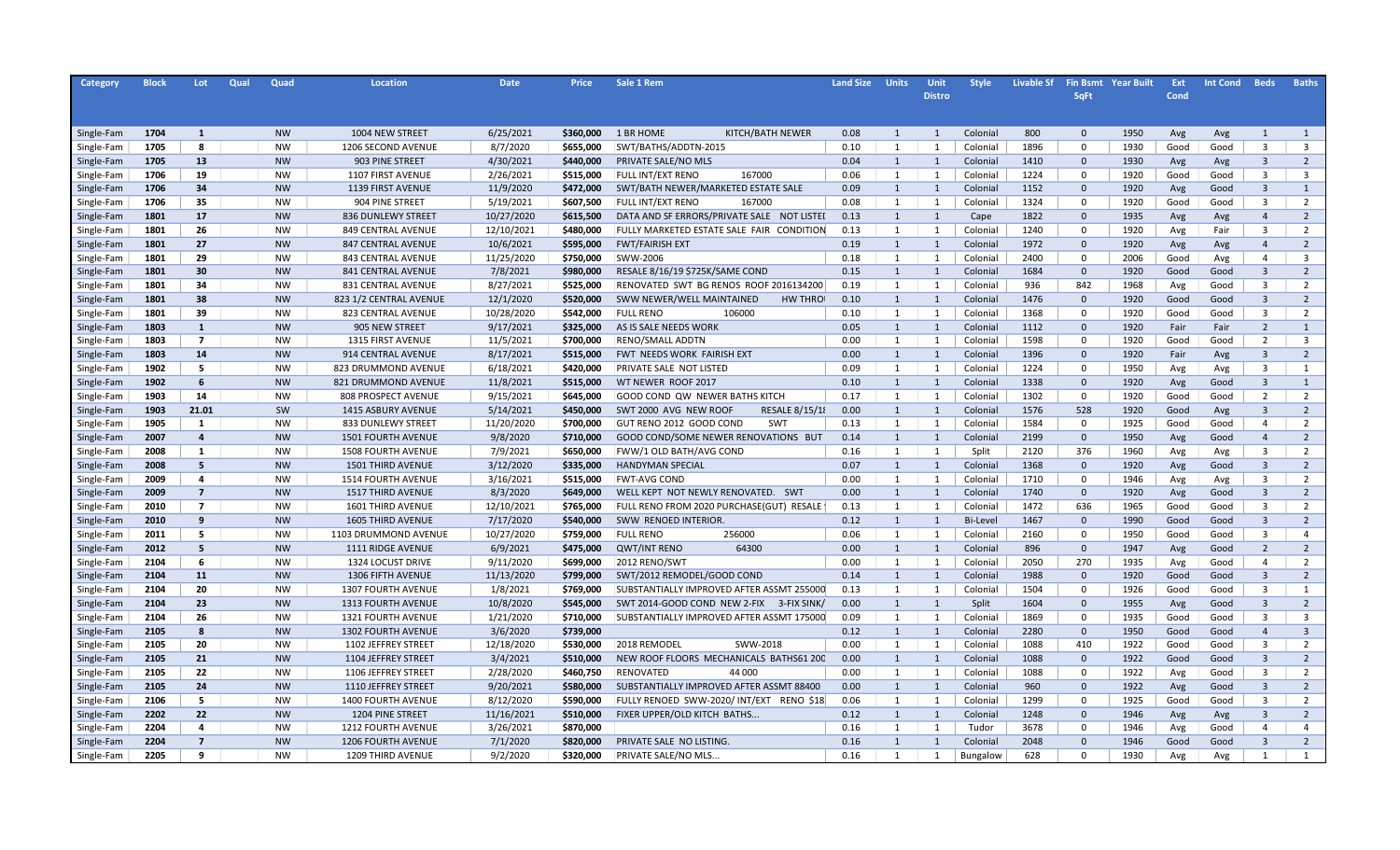| Category | Block | Lot | Qual | Quad | Location | Date | Price | Sale 1 Rem | Land Size | Units | Unit Distro | Style | Livable Sf | Fin Bsmt SqFt | Year Built | Ext Cond | Int Cond | Beds | Baths |
|---|---|---|---|---|---|---|---|---|---|---|---|---|---|---|---|---|---|---|---|
| Single-Fam | 1704 | 1 | | NW | 1004 NEW STREET | 6/25/2021 | $360,000 | 1 BR HOME KITCH/BATH NEWER | 0.08 | 1 | 1 | Colonial | 800 | 0 | 1950 | Avg | Avg | 1 | 1 |
| Single-Fam | 1705 | 8 | | NW | 1206 SECOND AVENUE | 8/7/2020 | $655,000 | SWT/BATHS/ADDTN-2015 | 0.10 | 1 | 1 | Colonial | 1896 | 0 | 1930 | Good | Good | 3 | 3 |
| Single-Fam | 1705 | 13 | | NW | 903 PINE STREET | 4/30/2021 | $440,000 | PRIVATE SALE/NO MLS | 0.04 | 1 | 1 | Colonial | 1410 | 0 | 1930 | Avg | Avg | 3 | 2 |
| Single-Fam | 1706 | 19 | | NW | 1107 FIRST AVENUE | 2/26/2021 | $515,000 | FULL INT/EXT RENO 167000 | 0.06 | 1 | 1 | Colonial | 1224 | 0 | 1920 | Good | Good | 3 | 3 |
| Single-Fam | 1706 | 34 | | NW | 1139 FIRST AVENUE | 11/9/2020 | $472,000 | SWT/BATH NEWER/MARKETED ESTATE SALE | 0.09 | 1 | 1 | Colonial | 1152 | 0 | 1920 | Avg | Good | 3 | 1 |
| Single-Fam | 1706 | 35 | | NW | 904 PINE STREET | 5/19/2021 | $607,500 | FULL INT/EXT RENO 167000 | 0.08 | 1 | 1 | Colonial | 1324 | 0 | 1920 | Good | Good | 3 | 2 |
| Single-Fam | 1801 | 17 | | NW | 836 DUNLEWY STREET | 10/27/2020 | $615,500 | DATA AND SF ERRORS/PRIVATE SALE NOT LISTEI | 0.13 | 1 | 1 | Cape | 1822 | 0 | 1935 | Avg | Avg | 4 | 2 |
| Single-Fam | 1801 | 26 | | NW | 849 CENTRAL AVENUE | 12/10/2021 | $480,000 | FULLY MARKETED ESTATE SALE FAIR CONDITION | 0.13 | 1 | 1 | Colonial | 1240 | 0 | 1920 | Avg | Fair | 3 | 2 |
| Single-Fam | 1801 | 27 | | NW | 847 CENTRAL AVENUE | 10/6/2021 | $595,000 | FWT/FAIRISH EXT | 0.19 | 1 | 1 | Colonial | 1972 | 0 | 1920 | Avg | Avg | 4 | 2 |
| Single-Fam | 1801 | 29 | | NW | 843 CENTRAL AVENUE | 11/25/2020 | $750,000 | SWW-2006 | 0.18 | 1 | 1 | Colonial | 2400 | 0 | 2006 | Good | Avg | 4 | 3 |
| Single-Fam | 1801 | 30 | | NW | 841 CENTRAL AVENUE | 7/8/2021 | $980,000 | RESALE 8/16/19 $725K/SAME COND | 0.15 | 1 | 1 | Colonial | 1684 | 0 | 1920 | Good | Good | 3 | 2 |
| Single-Fam | 1801 | 34 | | NW | 831 CENTRAL AVENUE | 8/27/2021 | $525,000 | RENOVATED SWT BG RENOS ROOF 2016134200 | 0.19 | 1 | 1 | Colonial | 936 | 842 | 1968 | Avg | Good | 3 | 2 |
| Single-Fam | 1801 | 38 | | NW | 823 1/2 CENTRAL AVENUE | 12/1/2020 | $520,000 | SWW NEWER/WELL MAINTAINED HW THRO | 0.10 | 1 | 1 | Colonial | 1476 | 0 | 1920 | Good | Good | 3 | 2 |
| Single-Fam | 1801 | 39 | | NW | 823 CENTRAL AVENUE | 10/28/2020 | $542,000 | FULL RENO 106000 | 0.10 | 1 | 1 | Colonial | 1368 | 0 | 1920 | Good | Good | 3 | 2 |
| Single-Fam | 1803 | 1 | | NW | 905 NEW STREET | 9/17/2021 | $325,000 | AS IS SALE NEEDS WORK | 0.05 | 1 | 1 | Colonial | 1112 | 0 | 1920 | Fair | Fair | 2 | 1 |
| Single-Fam | 1803 | 7 | | NW | 1315 FIRST AVENUE | 11/5/2021 | $700,000 | RENO/SMALL ADDTN | 0.00 | 1 | 1 | Colonial | 1598 | 0 | 1920 | Good | Good | 2 | 3 |
| Single-Fam | 1803 | 14 | | NW | 914 CENTRAL AVENUE | 8/17/2021 | $515,000 | FWT NEEDS WORK FAIRISH EXT | 0.00 | 1 | 1 | Colonial | 1396 | 0 | 1920 | Fair | Avg | 3 | 2 |
| Single-Fam | 1902 | 5 | | NW | 823 DRUMMOND AVENUE | 6/18/2021 | $420,000 | PRIVATE SALE NOT LISTED | 0.09 | 1 | 1 | Colonial | 1224 | 0 | 1950 | Avg | Avg | 3 | 1 |
| Single-Fam | 1902 | 6 | | NW | 821 DRUMMOND AVENUE | 11/8/2021 | $515,000 | WT NEWER ROOF 2017 | 0.10 | 1 | 1 | Colonial | 1338 | 0 | 1920 | Avg | Good | 3 | 1 |
| Single-Fam | 1903 | 14 | | NW | 808 PROSPECT AVENUE | 9/15/2021 | $645,000 | GOOD COND QW NEWER BATHS KITCH | 0.17 | 1 | 1 | Colonial | 1302 | 0 | 1920 | Good | Good | 2 | 2 |
| Single-Fam | 1903 | 21.01 | | SW | 1415 ASBURY AVENUE | 5/14/2021 | $450,000 | SWT 2000 AVG NEW ROOF RESALE 8/15/1 | 0.00 | 1 | 1 | Colonial | 1576 | 528 | 1920 | Good | Avg | 3 | 2 |
| Single-Fam | 1905 | 1 | | NW | 833 DUNLEWY STREET | 11/20/2020 | $700,000 | GUT RENO 2012 GOOD COND SWT | 0.13 | 1 | 1 | Colonial | 1584 | 0 | 1925 | Good | Good | 4 | 2 |
| Single-Fam | 2007 | 4 | | NW | 1501 FOURTH AVENUE | 9/8/2020 | $710,000 | GOOD COND/SOME NEWER RENOVATIONS BUT | 0.14 | 1 | 1 | Colonial | 2199 | 0 | 1950 | Avg | Good | 4 | 2 |
| Single-Fam | 2008 | 1 | | NW | 1508 FOURTH AVENUE | 7/9/2021 | $650,000 | FWW/1 OLD BATH/AVG COND | 0.16 | 1 | 1 | Split | 2120 | 376 | 1960 | Avg | Avg | 3 | 2 |
| Single-Fam | 2008 | 5 | | NW | 1501 THIRD AVENUE | 3/12/2020 | $335,000 | HANDYMAN SPECIAL | 0.07 | 1 | 1 | Colonial | 1368 | 0 | 1920 | Avg | Good | 3 | 2 |
| Single-Fam | 2009 | 4 | | NW | 1514 FOURTH AVENUE | 3/16/2021 | $515,000 | FWT-AVG COND | 0.00 | 1 | 1 | Colonial | 1710 | 0 | 1946 | Avg | Avg | 3 | 2 |
| Single-Fam | 2009 | 7 | | NW | 1517 THIRD AVENUE | 8/3/2020 | $649,000 | WELL KEPT NOT NEWLY RENOVATED. SWT | 0.00 | 1 | 1 | Colonial | 1740 | 0 | 1920 | Avg | Good | 3 | 2 |
| Single-Fam | 2010 | 7 | | NW | 1601 THIRD AVENUE | 12/10/2021 | $765,000 | FULL RENO FROM 2020 PURCHASE(GUT) RESALE | 0.13 | 1 | 1 | Colonial | 1472 | 636 | 1965 | Good | Good | 3 | 2 |
| Single-Fam | 2010 | 9 | | NW | 1605 THIRD AVENUE | 7/17/2020 | $540,000 | SWW RENOED INTERIOR. | 0.12 | 1 | 1 | Bi-Level | 1467 | 0 | 1990 | Good | Good | 3 | 2 |
| Single-Fam | 2011 | 5 | | NW | 1103 DRUMMOND AVENUE | 10/27/2020 | $759,000 | FULL RENO 256000 | 0.06 | 1 | 1 | Colonial | 2160 | 0 | 1950 | Good | Good | 3 | 4 |
| Single-Fam | 2012 | 5 | | NW | 1111 RIDGE AVENUE | 6/9/2021 | $475,000 | QWT/INT RENO 64300 | 0.00 | 1 | 1 | Colonial | 896 | 0 | 1947 | Avg | Good | 2 | 2 |
| Single-Fam | 2104 | 6 | | NW | 1324 LOCUST DRIVE | 9/11/2020 | $699,000 | 2012 RENO/SWT | 0.00 | 1 | 1 | Colonial | 2050 | 270 | 1935 | Avg | Good | 4 | 2 |
| Single-Fam | 2104 | 11 | | NW | 1306 FIFTH AVENUE | 11/13/2020 | $799,000 | SWT/2012 REMODEL/GOOD COND | 0.14 | 1 | 1 | Colonial | 1988 | 0 | 1920 | Good | Good | 3 | 2 |
| Single-Fam | 2104 | 20 | | NW | 1307 FOURTH AVENUE | 1/8/2021 | $769,000 | SUBSTANTIALLY IMPROVED AFTER ASSMT 255000 | 0.13 | 1 | 1 | Colonial | 1504 | 0 | 1926 | Good | Good | 3 | 1 |
| Single-Fam | 2104 | 23 | | NW | 1313 FOURTH AVENUE | 10/8/2020 | $545,000 | SWT 2014-GOOD COND NEW 2-FIX 3-FIX SINK/ | 0.00 | 1 | 1 | Split | 1604 | 0 | 1955 | Avg | Good | 3 | 2 |
| Single-Fam | 2104 | 26 | | NW | 1321 FOURTH AVENUE | 1/21/2020 | $710,000 | SUBSTANTIALLY IMPROVED AFTER ASSMT 175000 | 0.09 | 1 | 1 | Colonial | 1869 | 0 | 1935 | Good | Good | 3 | 3 |
| Single-Fam | 2105 | 8 | | NW | 1302 FOURTH AVENUE | 3/6/2020 | $739,000 | | 0.12 | 1 | 1 | Colonial | 2280 | 0 | 1950 | Good | Good | 4 | 3 |
| Single-Fam | 2105 | 20 | | NW | 1102 JEFFREY STREET | 12/18/2020 | $530,000 | 2018 REMODEL SWW-2018 | 0.00 | 1 | 1 | Colonial | 1088 | 410 | 1922 | Good | Good | 3 | 2 |
| Single-Fam | 2105 | 21 | | NW | 1104 JEFFREY STREET | 3/4/2021 | $510,000 | NEW ROOF FLOORS MECHANICALS BATHS61 200 | 0.00 | 1 | 1 | Colonial | 1088 | 0 | 1922 | Good | Good | 3 | 2 |
| Single-Fam | 2105 | 22 | | NW | 1106 JEFFREY STREET | 2/28/2020 | $460,750 | RENOVATED 44 000 | 0.00 | 1 | 1 | Colonial | 1088 | 0 | 1922 | Avg | Good | 3 | 2 |
| Single-Fam | 2105 | 24 | | NW | 1110 JEFFREY STREET | 9/20/2021 | $580,000 | SUBSTANTIALLY IMPROVED AFTER ASSMT 88400 | 0.00 | 1 | 1 | Colonial | 960 | 0 | 1922 | Avg | Good | 3 | 2 |
| Single-Fam | 2106 | 5 | | NW | 1400 FOURTH AVENUE | 8/12/2020 | $590,000 | FULLY RENOED SWW-2020/ INT/EXT RENO $18 | 0.06 | 1 | 1 | Colonial | 1299 | 0 | 1925 | Good | Good | 3 | 2 |
| Single-Fam | 2202 | 22 | | NW | 1204 PINE STREET | 11/16/2021 | $510,000 | FIXER UPPER/OLD KITCH BATHS... | 0.12 | 1 | 1 | Colonial | 1248 | 0 | 1946 | Avg | Avg | 3 | 2 |
| Single-Fam | 2204 | 4 | | NW | 1212 FOURTH AVENUE | 3/26/2021 | $870,000 | | 0.16 | 1 | 1 | Tudor | 3678 | 0 | 1946 | Avg | Good | 4 | 4 |
| Single-Fam | 2204 | 7 | | NW | 1206 FOURTH AVENUE | 7/1/2020 | $820,000 | PRIVATE SALE NO LISTING. | 0.16 | 1 | 1 | Colonial | 2048 | 0 | 1946 | Good | Good | 3 | 2 |
| Single-Fam | 2205 | 9 | | NW | 1209 THIRD AVENUE | 9/2/2020 | $320,000 | PRIVATE SALE/NO MLS... | 0.16 | 1 | 1 | Bungalow | 628 | 0 | 1930 | Avg | Avg | 1 | 1 |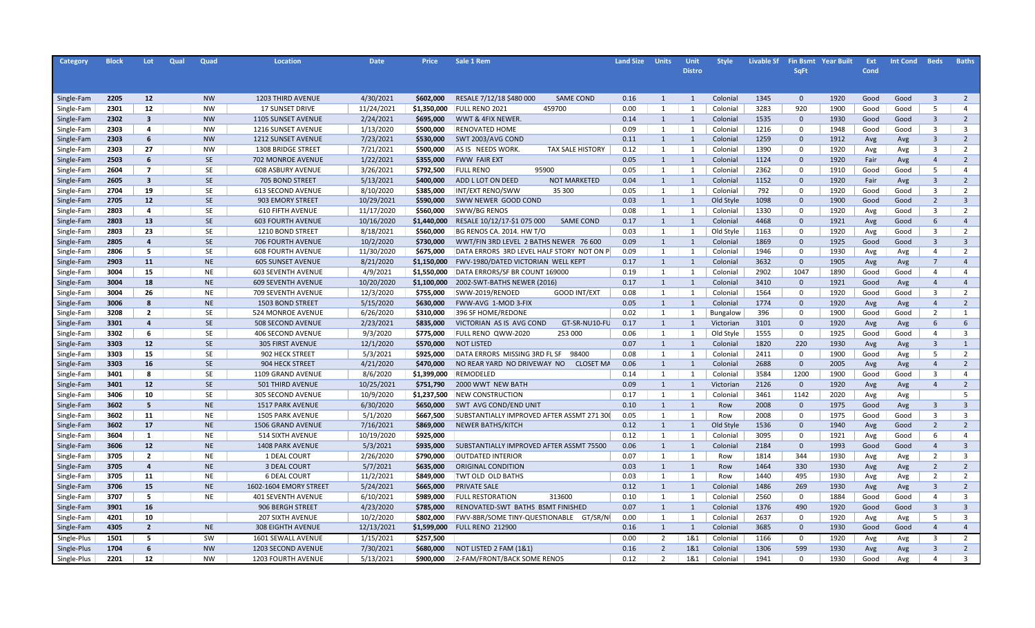| Category | Block | Lot | Qual | Quad | Location | Date | Price | Sale 1 Rem | Land Size | Units | Unit Distro | Style | Livable Sf | Fin Bsmt SqFt | Year Built | Ext Cond | Int Cond | Beds | Baths |
|---|---|---|---|---|---|---|---|---|---|---|---|---|---|---|---|---|---|---|---|
| Single-Fam | 2205 | 12 | | NW | 1203 THIRD AVENUE | 4/30/2021 | $602,000 | RESALE 7/12/18 $480 000 SAME COND | 0.16 | 1 | 1 | Colonial | 1345 | 0 | 1920 | Good | Good | 3 | 2 |
| Single-Fam | 2301 | 12 | | NW | 17 SUNSET DRIVE | 11/24/2021 | $1,350,000 | FULL RENO 2021 459700 | 0.00 | 1 | 1 | Colonial | 3283 | 920 | 1900 | Good | Good | 5 | 4 |
| Single-Fam | 2302 | 3 | | NW | 1105 SUNSET AVENUE | 2/24/2021 | $695,000 | WWT & 4FIX NEWER. | 0.14 | 1 | 1 | Colonial | 1535 | 0 | 1930 | Good | Good | 3 | 2 |
| Single-Fam | 2303 | 4 | | NW | 1216 SUNSET AVENUE | 1/13/2020 | $500,000 | RENOVATED HOME | 0.09 | 1 | 1 | Colonial | 1216 | 0 | 1948 | Good | Good | 3 | 3 |
| Single-Fam | 2303 | 6 | | NW | 1212 SUNSET AVENUE | 7/23/2021 | $530,000 | SWT 2003/AVG COND | 0.11 | 1 | 1 | Colonial | 1259 | 0 | 1912 | Avg | Avg | 3 | 2 |
| Single-Fam | 2303 | 27 | | NW | 1308 BRIDGE STREET | 7/21/2021 | $500,000 | AS IS NEEDS WORK. TAX SALE HISTORY | 0.12 | 1 | 1 | Colonial | 1390 | 0 | 1920 | Avg | Avg | 3 | 2 |
| Single-Fam | 2503 | 6 | | SE | 702 MONROE AVENUE | 1/22/2021 | $355,000 | FWW FAIR EXT | 0.05 | 1 | 1 | Colonial | 1124 | 0 | 1920 | Fair | Avg | 4 | 2 |
| Single-Fam | 2604 | 7 | | SE | 608 ASBURY AVENUE | 3/26/2021 | $792,500 | FULL RENO 95900 | 0.05 | 1 | 1 | Colonial | 2362 | 0 | 1910 | Good | Good | 5 | 4 |
| Single-Fam | 2605 | 3 | | SE | 705 BOND STREET | 5/13/2021 | $400,000 | ADD L LOT ON DEED NOT MARKETED | 0.04 | 1 | 1 | Colonial | 1152 | 0 | 1920 | Fair | Avg | 3 | 2 |
| Single-Fam | 2704 | 19 | | SE | 613 SECOND AVENUE | 8/10/2020 | $385,000 | INT/EXT RENO/SWW 35 300 | 0.05 | 1 | 1 | Colonial | 792 | 0 | 1920 | Good | Good | 3 | 2 |
| Single-Fam | 2705 | 12 | | SE | 903 EMORY STREET | 10/29/2021 | $590,000 | SWW NEWER GOOD COND | 0.03 | 1 | 1 | Old Style | 1098 | 0 | 1900 | Good | Good | 2 | 3 |
| Single-Fam | 2803 | 4 | | SE | 610 FIFTH AVENUE | 11/17/2020 | $560,000 | SWW/BG RENOS | 0.08 | 1 | 1 | Colonial | 1330 | 0 | 1920 | Avg | Good | 3 | 2 |
| Single-Fam | 2803 | 13 | | SE | 603 FOURTH AVENUE | 10/16/2020 | $1,440,000 | RESALE 10/12/17-$1 075 000 SAME COND | 0.17 | 1 | 1 | Colonial | 4468 | 0 | 1921 | Avg | Good | 6 | 4 |
| Single-Fam | 2803 | 23 | | SE | 1210 BOND STREET | 8/18/2021 | $560,000 | BG RENOS CA. 2014. HW T/O | 0.03 | 1 | 1 | Old Style | 1163 | 0 | 1920 | Avg | Good | 3 | 2 |
| Single-Fam | 2805 | 4 | | SE | 706 FOURTH AVENUE | 10/2/2020 | $730,000 | WWT/FIN 3RD LEVEL 2 BATHS NEWER 76 600 | 0.09 | 1 | 1 | Colonial | 1869 | 0 | 1925 | Good | Good | 3 | 3 |
| Single-Fam | 2806 | 5 | | SE | 608 FOURTH AVENUE | 11/30/2020 | $675,000 | DATA ERRORS 3RD LEVEL HALF STORY NOT ON P | 0.09 | 1 | 1 | Colonial | 1946 | 0 | 1930 | Avg | Avg | 4 | 2 |
| Single-Fam | 2903 | 11 | | NE | 605 SUNSET AVENUE | 8/21/2020 | $1,150,000 | FWV-1980/DATED VICTORIAN WELL KEPT | 0.17 | 1 | 1 | Colonial | 3632 | 0 | 1905 | Avg | Avg | 7 | 4 |
| Single-Fam | 3004 | 15 | | NE | 603 SEVENTH AVENUE | 4/9/2021 | $1,550,000 | DATA ERRORS/SF BR COUNT 169000 | 0.19 | 1 | 1 | Colonial | 2902 | 1047 | 1890 | Good | Good | 4 | 4 |
| Single-Fam | 3004 | 18 | | NE | 609 SEVENTH AVENUE | 10/20/2020 | $1,100,000 | 2002-SWT-BATHS NEWER (2016) | 0.17 | 1 | 1 | Colonial | 3410 | 0 | 1921 | Good | Avg | 4 | 4 |
| Single-Fam | 3004 | 26 | | NE | 709 SEVENTH AVENUE | 12/3/2020 | $755,000 | SWW-2019/RENOED GOOD INT/EXT | 0.08 | 1 | 1 | Colonial | 1564 | 0 | 1920 | Good | Good | 3 | 2 |
| Single-Fam | 3006 | 8 | | NE | 1503 BOND STREET | 5/15/2020 | $630,000 | FWW-AVG 1-MOD 3-FIX | 0.05 | 1 | 1 | Colonial | 1774 | 0 | 1920 | Avg | Avg | 4 | 2 |
| Single-Fam | 3208 | 2 | | SE | 524 MONROE AVENUE | 6/26/2020 | $310,000 | 396 SF HOME/REDONE | 0.02 | 1 | 1 | Bungalow | 396 | 0 | 1900 | Good | Good | 2 | 1 |
| Single-Fam | 3301 | 4 | | SE | 508 SECOND AVENUE | 2/23/2021 | $835,000 | VICTORIAN AS IS AVG COND GT-SR-NU10-FU | 0.17 | 1 | 1 | Victorian | 3101 | 0 | 1920 | Avg | Avg | 6 | 6 |
| Single-Fam | 3302 | 6 | | SE | 406 SECOND AVENUE | 9/3/2020 | $775,000 | FULL RENO QWW-2020 253 000 | 0.06 | 1 | 1 | Old Style | 1555 | 0 | 1925 | Good | Good | 4 | 3 |
| Single-Fam | 3303 | 12 | | SE | 305 FIRST AVENUE | 12/1/2020 | $570,000 | NOT LISTED | 0.07 | 1 | 1 | Colonial | 1820 | 220 | 1930 | Avg | Avg | 3 | 1 |
| Single-Fam | 3303 | 15 | | SE | 902 HECK STREET | 5/3/2021 | $925,000 | DATA ERRORS MISSING 3RD FL SF 98400 | 0.08 | 1 | 1 | Colonial | 2411 | 0 | 1900 | Good | Avg | 5 | 2 |
| Single-Fam | 3303 | 16 | | SE | 904 HECK STREET | 4/21/2020 | $470,000 | NO REAR YARD NO DRIVEWAY NO CLOSET MA | 0.06 | 1 | 1 | Colonial | 2688 | 0 | 2005 | Avg | Avg | 4 | 2 |
| Single-Fam | 3401 | 8 | | SE | 1109 GRAND AVENUE | 8/6/2020 | $1,399,000 | REMODELED | 0.14 | 1 | 1 | Colonial | 3584 | 1200 | 1900 | Good | Good | 3 | 4 |
| Single-Fam | 3401 | 12 | | SE | 501 THIRD AVENUE | 10/25/2021 | $751,790 | 2000 WWT NEW BATH | 0.09 | 1 | 1 | Victorian | 2126 | 0 | 1920 | Avg | Avg | 4 | 2 |
| Single-Fam | 3406 | 10 | | SE | 305 SECOND AVENUE | 10/9/2020 | $1,237,500 | NEW CONSTRUCTION | 0.17 | 1 | 1 | Colonial | 3461 | 1142 | 2020 | Avg | Avg | | 5 |
| Single-Fam | 3602 | 5 | | NE | 1517 PARK AVENUE | 6/30/2020 | $650,000 | SWT AVG COND/END UNIT | 0.10 | 1 | 1 | Row | 2008 | 0 | 1975 | Good | Avg | 3 | 3 |
| Single-Fam | 3602 | 11 | | NE | 1505 PARK AVENUE | 5/1/2020 | $667,500 | SUBSTANTIALLY IMPROVED AFTER ASSMT 271 30( | 0.05 | 1 | 1 | Row | 2008 | 0 | 1975 | Good | Good | 3 | 3 |
| Single-Fam | 3602 | 17 | | NE | 1506 GRAND AVENUE | 7/16/2021 | $869,000 | NEWER BATHS/KITCH | 0.12 | 1 | 1 | Old Style | 1536 | 0 | 1940 | Avg | Good | 2 | 2 |
| Single-Fam | 3604 | 1 | | NE | 514 SIXTH AVENUE | 10/19/2020 | $925,000 | | 0.12 | 1 | 1 | Colonial | 3095 | 0 | 1921 | Avg | Good | 6 | 4 |
| Single-Fam | 3606 | 12 | | NE | 1408 PARK AVENUE | 5/3/2021 | $935,000 | SUBSTANTIALLY IMPROVED AFTER ASSMT 75500 | 0.06 | 1 | 1 | Colonial | 2184 | 0 | 1993 | Good | Good | 4 | 3 |
| Single-Fam | 3705 | 2 | | NE | 1 DEAL COURT | 2/26/2020 | $790,000 | OUTDATED INTERIOR | 0.07 | 1 | 1 | Row | 1814 | 344 | 1930 | Avg | Avg | 2 | 3 |
| Single-Fam | 3705 | 4 | | NE | 3 DEAL COURT | 5/7/2021 | $635,000 | ORIGINAL CONDITION | 0.03 | 1 | 1 | Row | 1464 | 330 | 1930 | Avg | Avg | 2 | 2 |
| Single-Fam | 3705 | 11 | | NE | 6 DEAL COURT | 11/2/2021 | $849,000 | TWT OLD BATHS | 0.03 | 1 | 1 | Row | 1440 | 495 | 1930 | Avg | Avg | 2 | 2 |
| Single-Fam | 3706 | 15 | | NE | 1602-1604 EMORY STREET | 5/24/2021 | $665,000 | PRIVATE SALE | 0.12 | 1 | 1 | Colonial | 1486 | 269 | 1930 | Avg | Avg | 3 | 2 |
| Single-Fam | 3707 | 5 | | NE | 401 SEVENTH AVENUE | 6/10/2021 | $989,000 | FULL RESTORATION 313600 | 0.10 | 1 | 1 | Colonial | 2560 | 0 | 1884 | Good | Good | 4 | 3 |
| Single-Fam | 3901 | 16 | | | 906 BERGH STREET | 4/23/2020 | $785,000 | RENOVATED-SWT BATHS BSMT FINISHED | 0.07 | 1 | 1 | Colonial | 1376 | 490 | 1920 | Good | Good | 3 | 3 |
| Single-Fam | 4201 | 10 | | | 207 SIXTH AVENUE | 10/2/2020 | $802,000 | FWV-8BR/SOME TINY-QUESTIONABLE GT/SR/N | 0.00 | 1 | 1 | Colonial | 2637 | 0 | 1920 | Avg | Avg | 5 | 3 |
| Single-Fam | 4305 | 2 | | NE | 308 EIGHTH AVENUE | 12/13/2021 | $1,599,000 | FULL RENO 212900 | 0.16 | 1 | 1 | Colonial | 3685 | 0 | 1930 | Good | Good | 4 | 4 |
| Single-Plus | 1501 | 5 | | SW | 1601 SEWALL AVENUE | 1/15/2021 | $257,500 | | 0.00 | 2 | 1&1 | Colonial | 1166 | 0 | 1920 | Avg | Avg | 3 | 2 |
| Single-Plus | 1704 | 6 | | NW | 1203 SECOND AVENUE | 7/30/2021 | $680,000 | NOT LISTED 2 FAM (1&1) | 0.16 | 2 | 1&1 | Colonial | 1306 | 599 | 1930 | Avg | Avg | 3 | 2 |
| Single-Plus | 2201 | 12 | | NW | 1203 FOURTH AVENUE | 5/13/2021 | $900,000 | 2-FAM/FRONT/BACK SOME RENOS | 0.12 | 2 | 1&1 | Colonial | 1941 | 0 | 1930 | Good | Avg | 4 | 3 |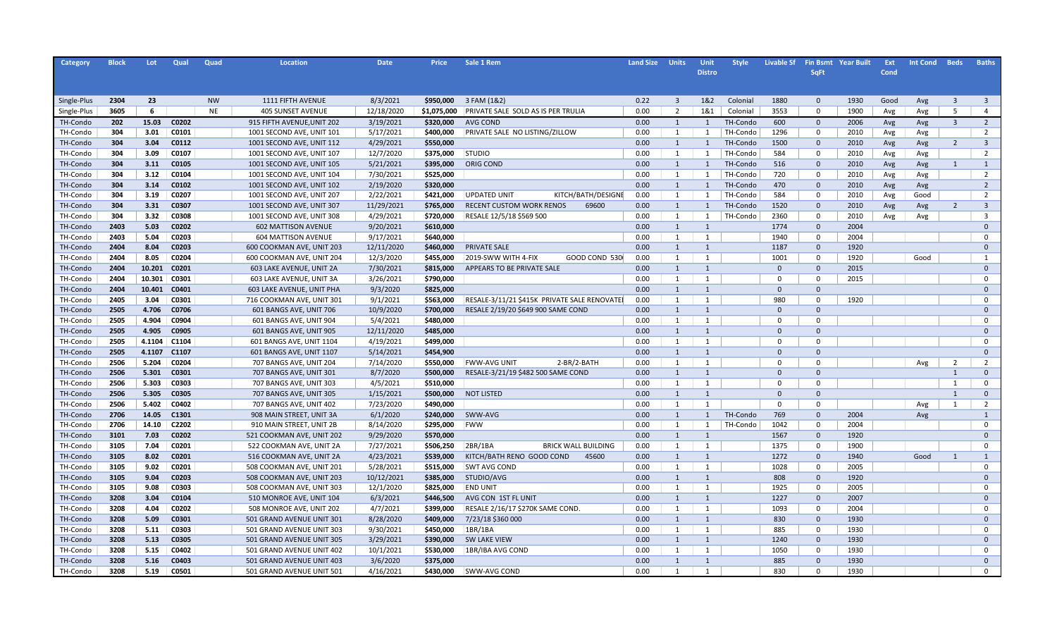| Category | Block | Lot | Qual | Quad | Location | Date | Price | Sale 1 Rem | Land Size | Units | Unit Distro | Style | Livable Sf | Fin Bsmt SqFt | Year Built | Ext Cond | Int Cond | Beds | Baths |
|---|---|---|---|---|---|---|---|---|---|---|---|---|---|---|---|---|---|---|---|
| Single-Plus | 2304 | 23 | | NW | 1111 FIFTH AVENUE | 8/3/2021 | $950,000 | 3 FAM (1&2) | 0.22 | 3 | 1&2 | Colonial | 1880 | 0 | 1930 | Good | Avg | 3 | 3 |
| Single-Plus | 3605 | 6 | | NE | 405 SUNSET AVENUE | 12/18/2020 | $1,075,000 | PRIVATE SALE SOLD AS IS PER TRULIA | 0.00 | 2 | 1&1 | Colonial | 3553 | 0 | 1900 | Avg | Avg | 5 | 4 |
| TH-Condo | 202 | 15.03 | C0202 | | 915 FIFTH AVENUE,UNIT 202 | 3/19/2021 | $320,000 | AVG COND | 0.00 | 1 | 1 | TH-Condo | 600 | 0 | 2006 | Avg | Avg | 3 | 2 |
| TH-Condo | 304 | 3.01 | C0101 | | 1001 SECOND AVE, UNIT 101 | 5/17/2021 | $400,000 | PRIVATE SALE NO LISTING/ZILLOW | 0.00 | 1 | 1 | TH-Condo | 1296 | 0 | 2010 | Avg | Avg | | 2 |
| TH-Condo | 304 | 3.04 | C0112 | | 1001 SECOND AVE, UNIT 112 | 4/29/2021 | $550,000 | | 0.00 | 1 | 1 | TH-Condo | 1500 | 0 | 2010 | Avg | Avg | 2 | 3 |
| TH-Condo | 304 | 3.09 | C0107 | | 1001 SECOND AVE, UNIT 107 | 12/7/2020 | $375,000 | STUDIO | 0.00 | 1 | 1 | TH-Condo | 584 | 0 | 2010 | Avg | Avg | | 2 |
| TH-Condo | 304 | 3.11 | C0105 | | 1001 SECOND AVE, UNIT 105 | 5/21/2021 | $395,000 | ORIG COND | 0.00 | 1 | 1 | TH-Condo | 516 | 0 | 2010 | Avg | Avg | 1 | 1 |
| TH-Condo | 304 | 3.12 | C0104 | | 1001 SECOND AVE, UNIT 104 | 7/30/2021 | $525,000 | | 0.00 | 1 | 1 | TH-Condo | 720 | 0 | 2010 | Avg | Avg | | 2 |
| TH-Condo | 304 | 3.14 | C0102 | | 1001 SECOND AVE, UNIT 102 | 2/19/2020 | $320,000 | | 0.00 | 1 | 1 | TH-Condo | 470 | 0 | 2010 | Avg | Avg | | 2 |
| TH-Condo | 304 | 3.19 | C0207 | | 1001 SECOND AVE, UNIT 207 | 2/22/2021 | $421,000 | UPDATED UNIT KITCH/BATH/DESIGNE | 0.00 | 1 | 1 | TH-Condo | 584 | 0 | 2010 | Avg | Good | | 2 |
| TH-Condo | 304 | 3.31 | C0307 | | 1001 SECOND AVE, UNIT 307 | 11/29/2021 | $765,000 | RECENT CUSTOM WORK RENOS 69600 | 0.00 | 1 | 1 | TH-Condo | 1520 | 0 | 2010 | Avg | Avg | 2 | 3 |
| TH-Condo | 304 | 3.32 | C0308 | | 1001 SECOND AVE, UNIT 308 | 4/29/2021 | $720,000 | RESALE 12/5/18 $569 500 | 0.00 | 1 | 1 | TH-Condo | 2360 | 0 | 2010 | Avg | Avg | | 3 |
| TH-Condo | 2403 | 5.03 | C0202 | | 602 MATTISON AVENUE | 9/20/2021 | $610,000 | | 0.00 | 1 | 1 | | 1774 | 0 | 2004 | | | | 0 |
| TH-Condo | 2403 | 5.04 | C0203 | | 604 MATTISON AVENUE | 9/17/2021 | $640,000 | | 0.00 | 1 | 1 | | 1940 | 0 | 2004 | | | | 0 |
| TH-Condo | 2404 | 8.04 | C0203 | | 600 COOKMAN AVE, UNIT 203 | 12/11/2020 | $460,000 | PRIVATE SALE | 0.00 | 1 | 1 | | 1187 | 0 | 1920 | | | | 0 |
| TH-Condo | 2404 | 8.05 | C0204 | | 600 COOKMAN AVE, UNIT 204 | 12/3/2020 | $455,000 | 2019-SWW WITH 4-FIX GOOD COND 530 | 0.00 | 1 | 1 | | 1001 | 0 | 1920 | | Good | | 1 |
| TH-Condo | 2404 | 10.201 | C0201 | | 603 LAKE AVENUE, UNIT 2A | 7/30/2021 | $815,000 | APPEARS TO BE PRIVATE SALE | 0.00 | 1 | 1 | | 0 | 0 | 2015 | | | | 0 |
| TH-Condo | 2404 | 10.301 | C0301 | | 603 LAKE AVENUE, UNIT 3A | 3/26/2021 | $790,000 | | 0.00 | 1 | 1 | | 0 | 0 | 2015 | | | | 0 |
| TH-Condo | 2404 | 10.401 | C0401 | | 603 LAKE AVENUE, UNIT PHA | 9/3/2020 | $825,000 | | 0.00 | 1 | 1 | | 0 | 0 | | | | | 0 |
| TH-Condo | 2405 | 3.04 | C0301 | | 716 COOKMAN AVE, UNIT 301 | 9/1/2021 | $563,000 | RESALE-3/11/21 $415K PRIVATE SALE RENOVATE | 0.00 | 1 | 1 | | 980 | 0 | 1920 | | | | 0 |
| TH-Condo | 2505 | 4.706 | C0706 | | 601 BANGS AVE, UNIT 706 | 10/9/2020 | $700,000 | RESALE 2/19/20 $649 900 SAME COND | 0.00 | 1 | 1 | | 0 | 0 | | | | | 0 |
| TH-Condo | 2505 | 4.904 | C0904 | | 601 BANGS AVE, UNIT 904 | 5/4/2021 | $480,000 | | 0.00 | 1 | 1 | | 0 | 0 | | | | | 0 |
| TH-Condo | 2505 | 4.905 | C0905 | | 601 BANGS AVE, UNIT 905 | 12/11/2020 | $485,000 | | 0.00 | 1 | 1 | | 0 | 0 | | | | | 0 |
| TH-Condo | 2505 | 4.1104 | C1104 | | 601 BANGS AVE, UNIT 1104 | 4/19/2021 | $499,000 | | 0.00 | 1 | 1 | | 0 | 0 | | | | | 0 |
| TH-Condo | 2505 | 4.1107 | C1107 | | 601 BANGS AVE, UNIT 1107 | 5/14/2021 | $454,900 | | 0.00 | 1 | 1 | | 0 | 0 | | | | | 0 |
| TH-Condo | 2506 | 5.204 | C0204 | | 707 BANGS AVE, UNIT 204 | 7/14/2020 | $550,000 | FWW-AVG UNIT 2-BR/2-BATH | 0.00 | 1 | 1 | | 0 | 0 | | | Avg | 2 | 2 |
| TH-Condo | 2506 | 5.301 | C0301 | | 707 BANGS AVE, UNIT 301 | 8/7/2020 | $500,000 | RESALE-3/21/19 $482 500 SAME COND | 0.00 | 1 | 1 | | 0 | 0 | | | | 1 | 0 |
| TH-Condo | 2506 | 5.303 | C0303 | | 707 BANGS AVE, UNIT 303 | 4/5/2021 | $510,000 | | 0.00 | 1 | 1 | | 0 | 0 | | | | 1 | 0 |
| TH-Condo | 2506 | 5.305 | C0305 | | 707 BANGS AVE, UNIT 305 | 1/15/2021 | $500,000 | NOT LISTED | 0.00 | 1 | 1 | | 0 | 0 | | | | 1 | 0 |
| TH-Condo | 2506 | 5.402 | C0402 | | 707 BANGS AVE, UNIT 402 | 7/23/2020 | $490,000 | | 0.00 | 1 | 1 | | 0 | 0 | | | Avg | 1 | 2 |
| TH-Condo | 2706 | 14.05 | C1301 | | 908 MAIN STREET, UNIT 3A | 6/1/2020 | $240,000 | SWW-AVG | 0.00 | 1 | 1 | TH-Condo | 769 | 0 | 2004 | | Avg | | 1 |
| TH-Condo | 2706 | 14.10 | C2202 | | 910 MAIN STREET, UNIT 2B | 8/14/2020 | $295,000 | FWW | 0.00 | 1 | 1 | TH-Condo | 1042 | 0 | 2004 | | | | 0 |
| TH-Condo | 3101 | 7.03 | C0202 | | 521 COOKMAN AVE, UNIT 202 | 9/29/2020 | $570,000 | | 0.00 | 1 | 1 | | 1567 | 0 | 1920 | | | | 0 |
| TH-Condo | 3105 | 7.04 | C0201 | | 522 COOKMAN AVE, UNIT 2A | 7/27/2021 | $506,250 | 2BR/1BA BRICK WALL BUILDING | 0.00 | 1 | 1 | | 1375 | 0 | 1900 | | | | 0 |
| TH-Condo | 3105 | 8.02 | C0201 | | 516 COOKMAN AVE, UNIT 2A | 4/23/2021 | $539,000 | KITCH/BATH RENO GOOD COND 45600 | 0.00 | 1 | 1 | | 1272 | 0 | 1940 | | Good | 1 | 1 |
| TH-Condo | 3105 | 9.02 | C0201 | | 508 COOKMAN AVE, UNIT 201 | 5/28/2021 | $515,000 | SWT AVG COND | 0.00 | 1 | 1 | | 1028 | 0 | 2005 | | | | 0 |
| TH-Condo | 3105 | 9.04 | C0203 | | 508 COOKMAN AVE, UNIT 203 | 10/12/2021 | $385,000 | STUDIO/AVG | 0.00 | 1 | 1 | | 808 | 0 | 1920 | | | | 0 |
| TH-Condo | 3105 | 9.08 | C0303 | | 508 COOKMAN AVE, UNIT 303 | 12/1/2020 | $825,000 | END UNIT | 0.00 | 1 | 1 | | 1925 | 0 | 2005 | | | | 0 |
| TH-Condo | 3208 | 3.04 | C0104 | | 510 MONROE AVE, UNIT 104 | 6/3/2021 | $446,500 | AVG CON 1ST FL UNIT | 0.00 | 1 | 1 | | 1227 | 0 | 2007 | | | | 0 |
| TH-Condo | 3208 | 4.04 | C0202 | | 508 MONROE AVE, UNIT 202 | 4/7/2021 | $399,000 | RESALE 2/16/17 $270K SAME COND. | 0.00 | 1 | 1 | | 1093 | 0 | 2004 | | | | 0 |
| TH-Condo | 3208 | 5.09 | C0301 | | 501 GRAND AVENUE UNIT 301 | 8/28/2020 | $409,000 | 7/23/18 $360 000 | 0.00 | 1 | 1 | | 830 | 0 | 1930 | | | | 0 |
| TH-Condo | 3208 | 5.11 | C0303 | | 501 GRAND AVENUE UNIT 303 | 9/30/2021 | $450,000 | 1BR/1BA | 0.00 | 1 | 1 | | 885 | 0 | 1930 | | | | 0 |
| TH-Condo | 3208 | 5.13 | C0305 | | 501 GRAND AVENUE UNIT 305 | 3/29/2021 | $390,000 | SW LAKE VIEW | 0.00 | 1 | 1 | | 1240 | 0 | 1930 | | | | 0 |
| TH-Condo | 3208 | 5.15 | C0402 | | 501 GRAND AVENUE UNIT 402 | 10/1/2021 | $530,000 | 1BR/IBA AVG COND | 0.00 | 1 | 1 | | 1050 | 0 | 1930 | | | | 0 |
| TH-Condo | 3208 | 5.16 | C0403 | | 501 GRAND AVENUE UNIT 403 | 3/6/2020 | $375,000 | | 0.00 | 1 | 1 | | 885 | 0 | 1930 | | | | 0 |
| TH-Condo | 3208 | 5.19 | C0501 | | 501 GRAND AVENUE UNIT 501 | 4/16/2021 | $430,000 | SWW-AVG COND | 0.00 | 1 | 1 | | 830 | 0 | 1930 | | | | 0 |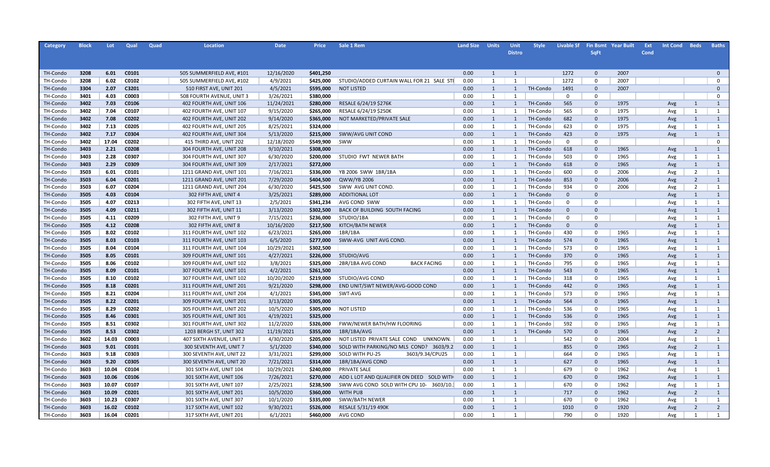| Category | Block | Lot | Qual | Quad | Location | Date | Price | Sale 1 Rem | Land Size | Units | Unit Distro | Style | Livable Sf | Fin Bsmt SqFt | Year Built | Ext Cond | Int Cond | Beds | Baths |
|---|---|---|---|---|---|---|---|---|---|---|---|---|---|---|---|---|---|---|---|
| TH-Condo | 3208 | 6.01 | C0101 | | 505 SUMMERFIELD AVE, #101 | 12/16/2020 | $401,250 | | 0.00 | 1 | 1 | | 1272 | 0 | 2007 | | | | 0 |
| TH-Condo | 3208 | 6.02 | C0102 | | 505 SUMMERFIELD AVE, #102 | 4/9/2021 | $425,000 | STUDIO/ADDED CURTAIN WALL FOR 21 SALE STI | 0.00 | 1 | 1 | | 1272 | 0 | 2007 | | | | 0 |
| TH-Condo | 3304 | 2.07 | C3201 | | 510 FIRST AVE, UNIT 201 | 4/5/2021 | $595,000 | NOT LISTED | 0.00 | 1 | 1 | TH-Condo | 1491 | 0 | 2007 | | | | 0 |
| TH-Condo | 3401 | 4.03 | C0003 | | 508 FOURTH AVENUE, UNIT 3 | 3/26/2021 | $380,000 | | 0.00 | 1 | 1 | | 0 | 0 | | | | | 0 |
| TH-Condo | 3402 | 7.03 | C0106 | | 402 FOURTH AVE, UNIT 106 | 11/24/2021 | $280,000 | RESALE 6/24/19 $276K | 0.00 | 1 | 1 | TH-Condo | 565 | 0 | 1975 | | Avg | 1 | 1 |
| TH-Condo | 3402 | 7.04 | C0107 | | 402 FOURTH AVE, UNIT 107 | 9/15/2020 | $265,000 | RESALE 6/24/19 $250K | 0.00 | 1 | 1 | TH-Condo | 565 | 0 | 1975 | | Avg | 1 | 1 |
| TH-Condo | 3402 | 7.08 | C0202 | | 402 FOURTH AVE, UNIT 202 | 9/14/2020 | $365,000 | NOT MARKETED/PRIVATE SALE | 0.00 | 1 | 1 | TH-Condo | 682 | 0 | 1975 | | Avg | 1 | 1 |
| TH-Condo | 3402 | 7.13 | C0205 | | 402 FOURTH AVE, UNIT 205 | 8/25/2021 | $324,000 | | 0.00 | 1 | 1 | TH-Condo | 623 | 0 | 1975 | | Avg | 1 | 1 |
| TH-Condo | 3402 | 7.17 | C0304 | | 402 FOURTH AVE, UNIT 304 | 5/13/2020 | $215,000 | SWW/AVG UNIT COND | 0.00 | 1 | 1 | TH-Condo | 423 | 0 | 1975 | | Avg | 1 | 1 |
| TH-Condo | 3402 | 17.04 | C0202 | | 415 THIRD AVE, UNIT 202 | 12/18/2020 | $549,900 | SWW | 0.00 | 1 | 1 | TH-Condo | 0 | 0 | | | | | 0 |
| TH-Condo | 3403 | 2.21 | C0208 | | 304 FOURTH AVE, UNIT 208 | 9/10/2021 | $308,000 | | 0.00 | 1 | 1 | TH-Condo | 618 | 0 | 1965 | | Avg | 1 | 1 |
| TH-Condo | 3403 | 2.28 | C0307 | | 304 FOURTH AVE, UNIT 307 | 6/30/2020 | $200,000 | STUDIO FWT NEWER BATH | 0.00 | 1 | 1 | TH-Condo | 503 | 0 | 1965 | | Avg | 1 | 1 |
| TH-Condo | 3403 | 2.29 | C0309 | | 304 FOURTH AVE, UNIT 309 | 2/17/2021 | $272,000 | | 0.00 | 1 | 1 | TH-Condo | 618 | 0 | 1965 | | Avg | 1 | 1 |
| TH-Condo | 3503 | 6.01 | C0101 | | 1211 GRAND AVE, UNIT 101 | 7/16/2021 | $336,000 | YB 2006 SWW 1BR/1BA | 0.00 | 1 | 1 | TH-Condo | 600 | 0 | 2006 | | Avg | 2 | 1 |
| TH-Condo | 3503 | 6.04 | C0201 | | 1211 GRAND AVE, UNIT 201 | 7/29/2020 | $404,500 | QWW/YB 2006 | 0.00 | 1 | 1 | TH-Condo | 853 | 0 | 2006 | | Avg | 2 | 1 |
| TH-Condo | 3503 | 6.07 | C0204 | | 1211 GRAND AVE, UNIT 204 | 6/30/2020 | $425,500 | SWW AVG UNIT COND. | 0.00 | 1 | 1 | TH-Condo | 934 | 0 | 2006 | | Avg | 2 | 1 |
| TH-Condo | 3505 | 4.03 | C0104 | | 302 FIFTH AVE, UNIT 4 | 3/25/2021 | $289,000 | ADDITIONAL LOT | 0.00 | 1 | 1 | TH-Condo | 0 | 0 | | | Avg | 1 | 1 |
| TH-Condo | 3505 | 4.07 | C0213 | | 302 FIFTH AVE, UNIT 13 | 2/5/2021 | $341,234 | AVG COND SWW | 0.00 | 1 | 1 | TH-Condo | 0 | 0 | | | Avg | 1 | 1 |
| TH-Condo | 3505 | 4.09 | C0211 | | 302 FIFTH AVE, UNIT 11 | 3/13/2020 | $302,500 | BACK OF BUILDING SOUTH FACING | 0.00 | 1 | 1 | TH-Condo | 0 | 0 | | | Avg | 1 | 1 |
| TH-Condo | 3505 | 4.11 | C0209 | | 302 FIFTH AVE, UNIT 9 | 7/15/2021 | $236,000 | STUDIO/1BA | 0.00 | 1 | 1 | TH-Condo | 0 | 0 | | | Avg | 1 | 1 |
| TH-Condo | 3505 | 4.12 | C0208 | | 302 FIFTH AVE, UNIT 8 | 10/16/2020 | $217,500 | KITCH/BATH NEWER | 0.00 | 1 | 1 | TH-Condo | 0 | 0 | | | Avg | 1 | 1 |
| TH-Condo | 3505 | 8.02 | C0102 | | 311 FOURTH AVE, UNIT 102 | 6/23/2021 | $265,000 | 1BR/1BA | 0.00 | 1 | 1 | TH-Condo | 430 | 0 | 1965 | | Avg | 1 | 1 |
| TH-Condo | 3505 | 8.03 | C0103 | | 311 FOURTH AVE, UNIT 103 | 6/5/2020 | $277,000 | SWW-AVG UNIT AVG COND. | 0.00 | 1 | 1 | TH-Condo | 574 | 0 | 1965 | | Avg | 1 | 1 |
| TH-Condo | 3505 | 8.04 | C0104 | | 311 FOURTH AVE, UNIT 104 | 10/29/2021 | $302,500 | | 0.00 | 1 | 1 | TH-Condo | 573 | 0 | 1965 | | Avg | 1 | 1 |
| TH-Condo | 3505 | 8.05 | C0101 | | 309 FOURTH AVE, UNIT 101 | 4/27/2021 | $226,000 | STUDIO/AVG | 0.00 | 1 | 1 | TH-Condo | 370 | 0 | 1965 | | Avg | 1 | 1 |
| TH-Condo | 3505 | 8.06 | C0102 | | 309 FOURTH AVE, UNIT 102 | 3/8/2021 | $325,000 | 2BR/1BA AVG COND BACK FACING | 0.00 | 1 | 1 | TH-Condo | 795 | 0 | 1965 | | Avg | 1 | 1 |
| TH-Condo | 3505 | 8.09 | C0101 | | 307 FOURTH AVE, UNIT 101 | 4/2/2021 | $261,500 | | 0.00 | 1 | 1 | TH-Condo | 543 | 0 | 1965 | | Avg | 1 | 1 |
| TH-Condo | 3505 | 8.10 | C0102 | | 307 FOURTH AVE, UNIT 102 | 10/20/2020 | $219,000 | STUDIO/AVG COND | 0.00 | 1 | 1 | TH-Condo | 318 | 0 | 1965 | | Avg | 1 | 1 |
| TH-Condo | 3505 | 8.18 | C0201 | | 311 FOURTH AVE, UNIT 201 | 9/21/2020 | $298,000 | END UNIT/SWT NEWER/AVG-GOOD COND | 0.00 | 1 | 1 | TH-Condo | 442 | 0 | 1965 | | Avg | 1 | 1 |
| TH-Condo | 3505 | 8.21 | C0204 | | 311 FOURTH AVE, UNIT 204 | 4/1/2021 | $345,000 | SWT-AVG | 0.00 | 1 | 1 | TH-Condo | 573 | 0 | 1965 | | Avg | 1 | 1 |
| TH-Condo | 3505 | 8.22 | C0201 | | 309 FOURTH AVE, UNIT 201 | 3/13/2020 | $305,000 | | 0.00 | 1 | 1 | TH-Condo | 564 | 0 | 1965 | | Avg | 1 | 1 |
| TH-Condo | 3505 | 8.29 | C0202 | | 305 FOURTH AVE, UNIT 202 | 10/5/2020 | $305,000 | NOT LISTED | 0.00 | 1 | 1 | TH-Condo | 536 | 0 | 1965 | | Avg | 1 | 1 |
| TH-Condo | 3505 | 8.46 | C0301 | | 305 FOURTH AVE, UNIT 301 | 4/19/2021 | $325,000 | | 0.00 | 1 | 1 | TH-Condo | 536 | 0 | 1965 | | Avg | 1 | 1 |
| TH-Condo | 3505 | 8.51 | C0302 | | 301 FOURTH AVE, UNIT 302 | 11/2/2020 | $326,000 | FWW/NEWER BATH/HW FLOORING | 0.00 | 1 | 1 | TH-Condo | 592 | 0 | 1965 | | Avg | 1 | 1 |
| TH-Condo | 3505 | 8.53 | C0302 | | 1203 BERGH ST, UNIT 302 | 11/19/2021 | $355,000 | 1BR/1BA/AVG | 0.00 | 1 | 1 | TH-Condo | 570 | 0 | 1965 | | Avg | 2 | 2 |
| TH-Condo | 3602 | 14.03 | C0003 | | 407 SIXTH AVENUE, UNIT 3 | 4/30/2020 | $205,000 | NOT LISTED PRIVATE SALE COND UNKNOWN. | 0.00 | 1 | 1 | | 542 | 0 | 2004 | | Avg | 1 | 1 |
| TH-Condo | 3603 | 9.01 | C0101 | | 300 SEVENTH AVE, UNIT 7 | 5/1/2020 | $340,000 | SOLD WITH PARKING/NO MLS COND? 3603/9.2 | 0.00 | 1 | 1 | | 855 | 0 | 1965 | | Avg | 2 | 1 |
| TH-Condo | 3603 | 9.18 | C0303 | | 300 SEVENTH AVE, UNIT 22 | 3/31/2021 | $299,000 | SOLD WITH PU-25 3603/9.34/CPU25 | 0.00 | 1 | 1 | | 664 | 0 | 1965 | | Avg | 1 | 1 |
| TH-Condo | 3603 | 9.20 | C0305 | | 300 SEVENTH AVE, UNIT 20 | 7/21/2021 | $314,000 | 1BR/1BA/AVG COND | 0.00 | 1 | 1 | | 627 | 0 | 1965 | | Avg | 1 | 1 |
| TH-Condo | 3603 | 10.04 | C0104 | | 301 SIXTH AVE, UNIT 104 | 10/29/2021 | $240,000 | PRIVATE SALE | 0.00 | 1 | 1 | | 679 | 0 | 1962 | | Avg | 1 | 1 |
| TH-Condo | 3603 | 10.06 | C0106 | | 301 SIXTH AVE, UNIT 106 | 7/26/2021 | $270,000 | ADD L LOT AND QUALIFIER ON DEED SOLD WITH | 0.00 | 1 | 1 | | 670 | 0 | 1962 | | Avg | 1 | 1 |
| TH-Condo | 3603 | 10.07 | C0107 | | 301 SIXTH AVE, UNIT 107 | 2/25/2021 | $238,500 | SWW AVG COND SOLD WITH CPU 10- 3603/10.3 | 0.00 | 1 | 1 | | 670 | 0 | 1962 | | Avg | 1 | 1 |
| TH-Condo | 3603 | 10.09 | C0201 | | 301 SIXTH AVE, UNIT 201 | 10/5/2020 | $360,000 | WITH PU8 | 0.00 | 1 | 1 | | 717 | 0 | 1962 | | Avg | 2 | 1 |
| TH-Condo | 3603 | 10.23 | C0307 | | 301 SIXTH AVE, UNIT 307 | 10/1/2020 | $335,000 | SWW/BATH NEWER | 0.00 | 1 | 1 | | 670 | 0 | 1962 | | Avg | 1 | 1 |
| TH-Condo | 3603 | 16.02 | C0102 | | 317 SIXTH AVE, UNIT 102 | 9/30/2021 | $526,000 | RESALE 5/31/19 490K | 0.00 | 1 | 1 | | 1010 | 0 | 1920 | | Avg | 2 | 2 |
| TH-Condo | 3603 | 16.04 | C0201 | | 317 SIXTH AVE, UNIT 201 | 6/1/2021 | $460,000 | AVG COND | 0.00 | 1 | 1 | | 790 | 0 | 1920 | | Avg | 1 | 1 |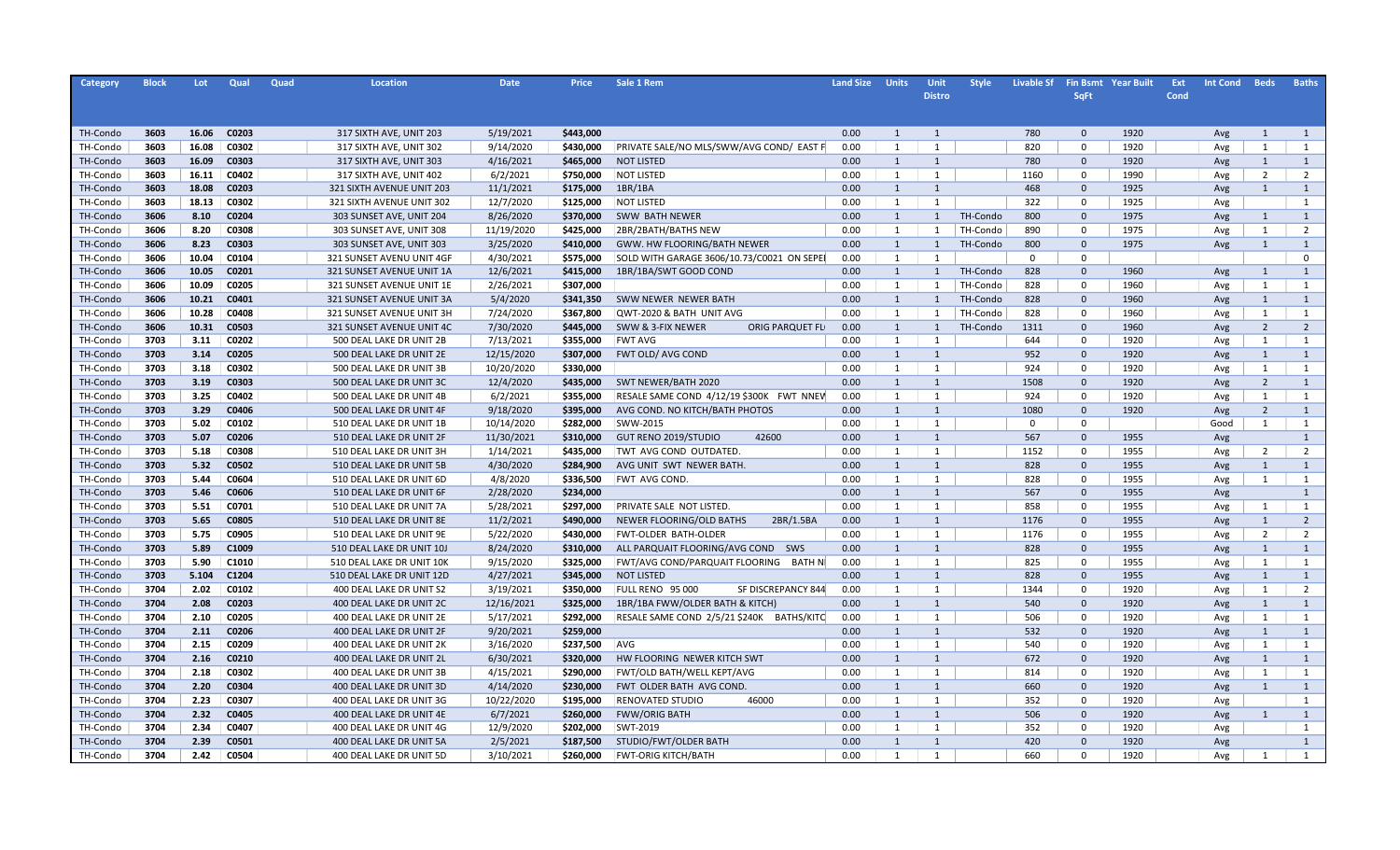| Category | Block | Lot | Qual | Quad | Location | Date | Price | Sale 1 Rem | Land Size | Units | Unit Distro | Style | Livable Sf | Fin Bsmt SqFt | Year Built | Ext Cond | Int Cond | Beds | Baths |
|---|---|---|---|---|---|---|---|---|---|---|---|---|---|---|---|---|---|---|---|
| TH-Condo | 3603 | 16.06 | C0203 | | 317 SIXTH AVE, UNIT 203 | 5/19/2021 | $443,000 | | 0.00 | 1 | 1 | | 780 | 0 | 1920 | | Avg | 1 | 1 |
| TH-Condo | 3603 | 16.08 | C0302 | | 317 SIXTH AVE, UNIT 302 | 9/14/2020 | $430,000 | PRIVATE SALE/NO MLS/SWW/AVG COND/ EAST F | 0.00 | 1 | 1 | | 820 | 0 | 1920 | | Avg | 1 | 1 |
| TH-Condo | 3603 | 16.09 | C0303 | | 317 SIXTH AVE, UNIT 303 | 4/16/2021 | $465,000 | NOT LISTED | 0.00 | 1 | 1 | | 780 | 0 | 1920 | | Avg | 1 | 1 |
| TH-Condo | 3603 | 16.11 | C0402 | | 317 SIXTH AVE, UNIT 402 | 6/2/2021 | $750,000 | NOT LISTED | 0.00 | 1 | 1 | | 1160 | 0 | 1990 | | Avg | 2 | 2 |
| TH-Condo | 3603 | 18.08 | C0203 | | 321 SIXTH AVENUE UNIT 203 | 11/1/2021 | $175,000 | 1BR/1BA | 0.00 | 1 | 1 | | 468 | 0 | 1925 | | Avg | 1 | 1 |
| TH-Condo | 3603 | 18.13 | C0302 | | 321 SIXTH AVENUE UNIT 302 | 12/7/2020 | $125,000 | NOT LISTED | 0.00 | 1 | 1 | | 322 | 0 | 1925 | | Avg | | 1 |
| TH-Condo | 3606 | 8.10 | C0204 | | 303 SUNSET AVE, UNIT 204 | 8/26/2020 | $370,000 | SWW BATH NEWER | 0.00 | 1 | 1 | TH-Condo | 800 | 0 | 1975 | | Avg | 1 | 1 |
| TH-Condo | 3606 | 8.20 | C0308 | | 303 SUNSET AVE, UNIT 308 | 11/19/2020 | $425,000 | 2BR/2BATH/BATHS NEW | 0.00 | 1 | 1 | TH-Condo | 890 | 0 | 1975 | | Avg | 1 | 2 |
| TH-Condo | 3606 | 8.23 | C0303 | | 303 SUNSET AVE, UNIT 303 | 3/25/2020 | $410,000 | GWW. HW FLOORING/BATH NEWER | 0.00 | 1 | 1 | TH-Condo | 800 | 0 | 1975 | | Avg | 1 | 1 |
| TH-Condo | 3606 | 10.04 | C0104 | | 321 SUNSET AVENU UNIT 4GF | 4/30/2021 | $575,000 | SOLD WITH GARAGE 3606/10.73/C0021 ON SEPE | 0.00 | 1 | 1 | | 0 | 0 | | | | | 0 |
| TH-Condo | 3606 | 10.05 | C0201 | | 321 SUNSET AVENUE UNIT 1A | 12/6/2021 | $415,000 | 1BR/1BA/SWT GOOD COND | 0.00 | 1 | 1 | TH-Condo | 828 | 0 | 1960 | | Avg | 1 | 1 |
| TH-Condo | 3606 | 10.09 | C0205 | | 321 SUNSET AVENUE UNIT 1E | 2/26/2021 | $307,000 | | 0.00 | 1 | 1 | TH-Condo | 828 | 0 | 1960 | | Avg | 1 | 1 |
| TH-Condo | 3606 | 10.21 | C0401 | | 321 SUNSET AVENUE UNIT 3A | 5/4/2020 | $341,350 | SWW NEWER NEWER BATH | 0.00 | 1 | 1 | TH-Condo | 828 | 0 | 1960 | | Avg | 1 | 1 |
| TH-Condo | 3606 | 10.28 | C0408 | | 321 SUNSET AVENUE UNIT 3H | 7/24/2020 | $367,800 | QWT-2020 & BATH UNIT AVG | 0.00 | 1 | 1 | TH-Condo | 828 | 0 | 1960 | | Avg | 1 | 1 |
| TH-Condo | 3606 | 10.31 | C0503 | | 321 SUNSET AVENUE UNIT 4C | 7/30/2020 | $445,000 | SWW & 3-FIX NEWER ORIG PARQUET FL | 0.00 | 1 | 1 | TH-Condo | 1311 | 0 | 1960 | | Avg | 2 | 2 |
| TH-Condo | 3703 | 3.11 | C0202 | | 500 DEAL LAKE DR UNIT 2B | 7/13/2021 | $355,000 | FWT AVG | 0.00 | 1 | 1 | | 644 | 0 | 1920 | | Avg | 1 | 1 |
| TH-Condo | 3703 | 3.14 | C0205 | | 500 DEAL LAKE DR UNIT 2E | 12/15/2020 | $307,000 | FWT OLD/ AVG COND | 0.00 | 1 | 1 | | 952 | 0 | 1920 | | Avg | 1 | 1 |
| TH-Condo | 3703 | 3.18 | C0302 | | 500 DEAL LAKE DR UNIT 3B | 10/20/2020 | $330,000 | | 0.00 | 1 | 1 | | 924 | 0 | 1920 | | Avg | 1 | 1 |
| TH-Condo | 3703 | 3.19 | C0303 | | 500 DEAL LAKE DR UNIT 3C | 12/4/2020 | $435,000 | SWT NEWER/BATH 2020 | 0.00 | 1 | 1 | | 1508 | 0 | 1920 | | Avg | 2 | 1 |
| TH-Condo | 3703 | 3.25 | C0402 | | 500 DEAL LAKE DR UNIT 4B | 6/2/2021 | $355,000 | RESALE SAME COND 4/12/19 $300K FWT NNEW | 0.00 | 1 | 1 | | 924 | 0 | 1920 | | Avg | 1 | 1 |
| TH-Condo | 3703 | 3.29 | C0406 | | 500 DEAL LAKE DR UNIT 4F | 9/18/2020 | $395,000 | AVG COND. NO KITCH/BATH PHOTOS | 0.00 | 1 | 1 | | 1080 | 0 | 1920 | | Avg | 2 | 1 |
| TH-Condo | 3703 | 5.02 | C0102 | | 510 DEAL LAKE DR UNIT 1B | 10/14/2020 | $282,000 | SWW-2015 | 0.00 | 1 | 1 | | 0 | 0 | | | Good | 1 | 1 |
| TH-Condo | 3703 | 5.07 | C0206 | | 510 DEAL LAKE DR UNIT 2F | 11/30/2021 | $310,000 | GUT RENO 2019/STUDIO 42600 | 0.00 | 1 | 1 | | 567 | 0 | 1955 | | Avg | | 1 |
| TH-Condo | 3703 | 5.18 | C0308 | | 510 DEAL LAKE DR UNIT 3H | 1/14/2021 | $435,000 | TWT AVG COND OUTDATED. | 0.00 | 1 | 1 | | 1152 | 0 | 1955 | | Avg | 2 | 2 |
| TH-Condo | 3703 | 5.32 | C0502 | | 510 DEAL LAKE DR UNIT 5B | 4/30/2020 | $284,900 | AVG UNIT SWT NEWER BATH. | 0.00 | 1 | 1 | | 828 | 0 | 1955 | | Avg | 1 | 1 |
| TH-Condo | 3703 | 5.44 | C0604 | | 510 DEAL LAKE DR UNIT 6D | 4/8/2020 | $336,500 | FWT AVG COND. | 0.00 | 1 | 1 | | 828 | 0 | 1955 | | Avg | 1 | 1 |
| TH-Condo | 3703 | 5.46 | C0606 | | 510 DEAL LAKE DR UNIT 6F | 2/28/2020 | $234,000 | | 0.00 | 1 | 1 | | 567 | 0 | 1955 | | Avg | | 1 |
| TH-Condo | 3703 | 5.51 | C0701 | | 510 DEAL LAKE DR UNIT 7A | 5/28/2021 | $297,000 | PRIVATE SALE NOT LISTED. | 0.00 | 1 | 1 | | 858 | 0 | 1955 | | Avg | 1 | 1 |
| TH-Condo | 3703 | 5.65 | C0805 | | 510 DEAL LAKE DR UNIT 8E | 11/2/2021 | $490,000 | NEWER FLOORING/OLD BATHS 2BR/1.5BA | 0.00 | 1 | 1 | | 1176 | 0 | 1955 | | Avg | 1 | 2 |
| TH-Condo | 3703 | 5.75 | C0905 | | 510 DEAL LAKE DR UNIT 9E | 5/22/2020 | $430,000 | FWT-OLDER BATH-OLDER | 0.00 | 1 | 1 | | 1176 | 0 | 1955 | | Avg | 2 | 2 |
| TH-Condo | 3703 | 5.89 | C1009 | | 510 DEAL LAKE DR UNIT 10J | 8/24/2020 | $310,000 | ALL PARQUAIT FLOORING/AVG COND SWS | 0.00 | 1 | 1 | | 828 | 0 | 1955 | | Avg | 1 | 1 |
| TH-Condo | 3703 | 5.90 | C1010 | | 510 DEAL LAKE DR UNIT 10K | 9/15/2020 | $325,000 | FWT/AVG COND/PARQUAIT FLOORING BATH N | 0.00 | 1 | 1 | | 825 | 0 | 1955 | | Avg | 1 | 1 |
| TH-Condo | 3703 | 5.104 | C1204 | | 510 DEAL LAKE DR UNIT 12D | 4/27/2021 | $345,000 | NOT LISTED | 0.00 | 1 | 1 | | 828 | 0 | 1955 | | Avg | 1 | 1 |
| TH-Condo | 3704 | 2.02 | C0102 | | 400 DEAL LAKE DR UNIT S2 | 3/19/2021 | $350,000 | FULL RENO 95 000 SF DISCREPANCY 844 | 0.00 | 1 | 1 | | 1344 | 0 | 1920 | | Avg | 1 | 2 |
| TH-Condo | 3704 | 2.08 | C0203 | | 400 DEAL LAKE DR UNIT 2C | 12/16/2021 | $325,000 | 1BR/1BA FWW/OLDER BATH & KITCH) | 0.00 | 1 | 1 | | 540 | 0 | 1920 | | Avg | 1 | 1 |
| TH-Condo | 3704 | 2.10 | C0205 | | 400 DEAL LAKE DR UNIT 2E | 5/17/2021 | $292,000 | RESALE SAME COND 2/5/21 $240K BATHS/KITC | 0.00 | 1 | 1 | | 506 | 0 | 1920 | | Avg | 1 | 1 |
| TH-Condo | 3704 | 2.11 | C0206 | | 400 DEAL LAKE DR UNIT 2F | 9/20/2021 | $259,000 | | 0.00 | 1 | 1 | | 532 | 0 | 1920 | | Avg | 1 | 1 |
| TH-Condo | 3704 | 2.15 | C0209 | | 400 DEAL LAKE DR UNIT 2K | 3/16/2020 | $237,500 | AVG | 0.00 | 1 | 1 | | 540 | 0 | 1920 | | Avg | 1 | 1 |
| TH-Condo | 3704 | 2.16 | C0210 | | 400 DEAL LAKE DR UNIT 2L | 6/30/2021 | $320,000 | HW FLOORING NEWER KITCH SWT | 0.00 | 1 | 1 | | 672 | 0 | 1920 | | Avg | 1 | 1 |
| TH-Condo | 3704 | 2.18 | C0302 | | 400 DEAL LAKE DR UNIT 3B | 4/15/2021 | $290,000 | FWT/OLD BATH/WELL KEPT/AVG | 0.00 | 1 | 1 | | 814 | 0 | 1920 | | Avg | 1 | 1 |
| TH-Condo | 3704 | 2.20 | C0304 | | 400 DEAL LAKE DR UNIT 3D | 4/14/2020 | $230,000 | FWT OLDER BATH AVG COND. | 0.00 | 1 | 1 | | 660 | 0 | 1920 | | Avg | 1 | 1 |
| TH-Condo | 3704 | 2.23 | C0307 | | 400 DEAL LAKE DR UNIT 3G | 10/22/2020 | $195,000 | RENOVATED STUDIO 46000 | 0.00 | 1 | 1 | | 352 | 0 | 1920 | | Avg | | 1 |
| TH-Condo | 3704 | 2.32 | C0405 | | 400 DEAL LAKE DR UNIT 4E | 6/7/2021 | $260,000 | FWW/ORIG BATH | 0.00 | 1 | 1 | | 506 | 0 | 1920 | | Avg | 1 | 1 |
| TH-Condo | 3704 | 2.34 | C0407 | | 400 DEAL LAKE DR UNIT 4G | 12/9/2020 | $202,000 | SWT-2019 | 0.00 | 1 | 1 | | 352 | 0 | 1920 | | Avg | | 1 |
| TH-Condo | 3704 | 2.39 | C0501 | | 400 DEAL LAKE DR UNIT 5A | 2/5/2021 | $187,500 | STUDIO/FWT/OLDER BATH | 0.00 | 1 | 1 | | 420 | 0 | 1920 | | Avg | | 1 |
| TH-Condo | 3704 | 2.42 | C0504 | | 400 DEAL LAKE DR UNIT 5D | 3/10/2021 | $260,000 | FWT-ORIG KITCH/BATH | 0.00 | 1 | 1 | | 660 | 0 | 1920 | | Avg | 1 | 1 |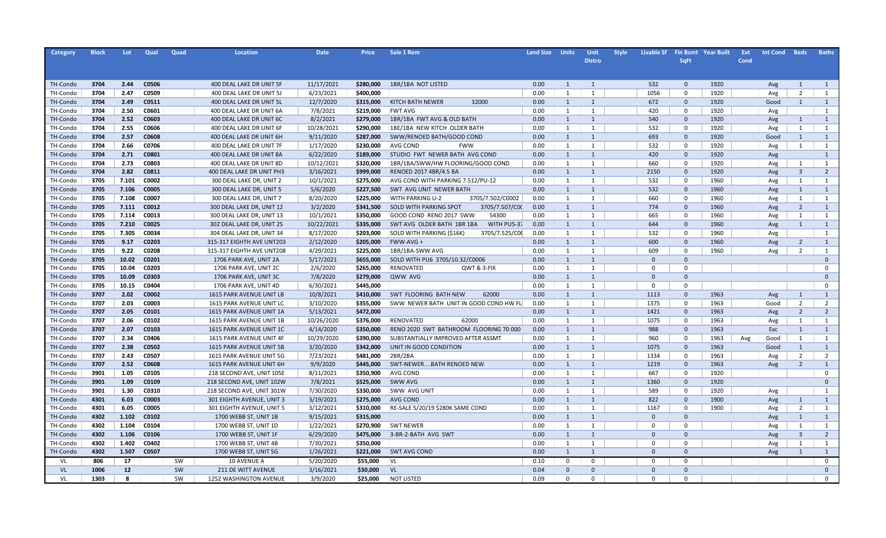| Category | Block | Lot | Qual | Quad | Location | Date | Price | Sale 1 Rem | Land Size | Units | Unit Distro | Style | Livable Sf | Fin Bsmt SqFt | Year Built | Ext Cond | Int Cond | Beds | Baths |
|---|---|---|---|---|---|---|---|---|---|---|---|---|---|---|---|---|---|---|---|
| TH-Condo | 3704 | 2.44 | C0506 | | 400 DEAL LAKE DR UNIT 5F | 11/17/2021 | $280,000 | 1BR/1BA NOT LISTED | 0.00 | 1 | 1 | | 532 | 0 | 1920 | | Avg | 1 | 1 |
| TH-Condo | 3704 | 2.47 | C0509 | | 400 DEAL LAKE DR UNIT 5J | 6/23/2021 | $400,000 | | 0.00 | 1 | 1 | | 1056 | 0 | 1920 | | Avg | 2 | 1 |
| TH-Condo | 3704 | 2.49 | C0511 | | 400 DEAL LAKE DR UNIT 5L | 12/7/2020 | $315,000 | KITCH BATH NEWER 32000 | 0.00 | 1 | 1 | | 672 | 0 | 1920 | | Good | 1 | 1 |
| TH-Condo | 3704 | 2.50 | C0601 | | 400 DEAL LAKE DR UNIT 6A | 7/8/2021 | $219,000 | FWT AVG | 0.00 | 1 | 1 | | 420 | 0 | 1920 | | Avg | | 1 |
| TH-Condo | 3704 | 2.52 | C0603 | | 400 DEAL LAKE DR UNIT 6C | 8/2/2021 | $279,000 | 1BR/1BA FWT AVG & OLD BATH | 0.00 | 1 | 1 | | 540 | 0 | 1920 | | Avg | 1 | 1 |
| TH-Condo | 3704 | 2.55 | C0606 | | 400 DEAL LAKE DR UNIT 6F | 10/28/2021 | $290,000 | 1BE/1BA NEW KITCH OLDER BATH | 0.00 | 1 | 1 | | 532 | 0 | 1920 | | Avg | 1 | 1 |
| TH-Condo | 3704 | 2.57 | C0608 | | 400 DEAL LAKE DR UNIT 6H | 9/11/2020 | $287,000 | SWW/RENOED BATH/GOOD COND | 0.00 | 1 | 1 | | 693 | 0 | 1920 | | Good | 1 | 1 |
| TH-Condo | 3704 | 2.66 | C0706 | | 400 DEAL LAKE DR UNIT 7F | 1/17/2020 | $230,000 | AVG COND FWW | 0.00 | 1 | 1 | | 532 | 0 | 1920 | | Avg | 1 | 1 |
| TH-Condo | 3704 | 2.71 | C0801 | | 400 DEAL LAKE DR UNIT 8A | 6/22/2020 | $189,000 | STUDIO FWT NEWER BATH AVG COND | 0.00 | 1 | 1 | | 420 | 0 | 1920 | | Avg | | 1 |
| TH-Condo | 3704 | 2.73 | C0803 | | 400 DEAL LAKE DR UNIT 8D | 10/12/2021 | $320,000 | 1BR/1BA/SWW/HW FLOORING/GOOD COND | 0.00 | 1 | 1 | | 660 | 0 | 1920 | | Avg | 1 | 1 |
| TH-Condo | 3704 | 2.82 | C0811 | | 400 DEAL LAKE DR UNIT PH3 | 3/16/2021 | $999,000 | RENOED 2017 4BR/4.5 BA | 0.00 | 1 | 1 | | 2150 | 0 | 1920 | | Avg | 3 | 2 |
| TH-Condo | 3705 | 7.101 | C0002 | | 300 DEAL LAKE DR, UNIT 2 | 10/1/2021 | $275,000 | AVG COND WITH PARKING 7.512/PU-12 | 0.00 | 1 | 1 | | 532 | 0 | 1960 | | Avg | 1 | 1 |
| TH-Condo | 3705 | 7.106 | C0005 | | 300 DEAL LAKE DR, UNIT 5 | 5/6/2020 | $227,500 | SWT AVG UNIT NEWER BATH | 0.00 | 1 | 1 | | 532 | 0 | 1960 | | Avg | 1 | 1 |
| TH-Condo | 3705 | 7.108 | C0007 | | 300 DEAL LAKE DR, UNIT 7 | 8/20/2020 | $225,000 | WITH PARKING U-2 3705/7.502/C0002 | 0.00 | 1 | 1 | | 660 | 0 | 1960 | | Avg | 1 | 1 |
| TH-Condo | 3705 | 7.111 | C0012 | | 300 DEAL LAKE DR, UNIT 12 | 3/2/2020 | $341,500 | SOLD WITH PARKING SPOT 3705/7.507/C0( | 0.00 | 1 | 1 | | 774 | 0 | 1960 | | Avg | 2 | 1 |
| TH-Condo | 3705 | 7.114 | C0013 | | 300 DEAL LAKE DR, UNIT 13 | 10/1/2021 | $350,000 | GOOD COND RENO 2017 SWW 54300 | 0.00 | 1 | 1 | | 665 | 0 | 1960 | | Avg | 1 | 1 |
| TH-Condo | 3705 | 7.210 | C0025 | | 302 DEAL LAKE DR, UNIT 25 | 10/22/2021 | $335,000 | SWT AVG OLDER BATH 1BR 1BA WITH PU5-3 | 0.00 | 1 | 1 | | 644 | 0 | 1960 | | Avg | 1 | 1 |
| TH-Condo | 3705 | 7.305 | C0034 | | 304 DEAL LAKE DR, UNIT 34 | 8/17/2020 | $203,000 | SOLD WITH PARKING ($16K) 3705/7.525/C0( | 0.00 | 1 | 1 | | 532 | 0 | 1960 | | Avg | | 1 |
| TH-Condo | 3705 | 9.17 | C0203 | | 315-317 EIGHTH AVE UNT203 | 2/12/2020 | $205,000 | FWW-AVG + | 0.00 | 1 | 1 | | 600 | 0 | 1960 | | Avg | 2 | 1 |
| TH-Condo | 3705 | 9.22 | C0208 | | 315-317 EIGHTH AVE UNT208 | 4/29/2021 | $225,000 | 1BR/1BA-SWW AVG | 0.00 | 1 | 1 | | 609 | 0 | 1960 | | Avg | 2 | 1 |
| TH-Condo | 3705 | 10.02 | C0201 | | 1706 PARK AVE, UNIT 2A | 5/17/2021 | $655,000 | SOLD WITH PU6 3705/10.32/C0006 | 0.00 | 1 | 1 | | 0 | 0 | | | | | 0 |
| TH-Condo | 3705 | 10.04 | C0203 | | 1706 PARK AVE, UNIT 2C | 2/6/2020 | $265,000 | RENOVATED QWT & 3-FIX | 0.00 | 1 | 1 | | 0 | 0 | | | | | 0 |
| TH-Condo | 3705 | 10.09 | C0303 | | 1706 PARK AVE, UNIT 3C | 7/8/2020 | $279,000 | QWW AVG | 0.00 | 1 | 1 | | 0 | 0 | | | | | 0 |
| TH-Condo | 3705 | 10.15 | C0404 | | 1706 PARK AVE, UNIT 4D | 6/30/2021 | $445,000 | | 0.00 | 1 | 1 | | 0 | 0 | | | | | 0 |
| TH-Condo | 3707 | 2.02 | C0002 | | 1615 PARK AVENUE UNIT LB | 10/8/2021 | $410,000 | SWT FLOORING BATH NEW 62000 | 0.00 | 1 | 1 | | 1113 | 0 | 1963 | | Avg | 1 | 1 |
| TH-Condo | 3707 | 2.03 | C0003 | | 1615 PARK AVENUE UNIT LC | 3/10/2020 | $355,000 | SWW NEWER BATH UNIT IN GOOD COND HW FL | 0.00 | 1 | 1 | | 1375 | 0 | 1963 | | Good | 2 | 2 |
| TH-Condo | 3707 | 2.05 | C0101 | | 1615 PARK AVENUE UNIT 1A | 5/13/2021 | $472,000 | | 0.00 | 1 | 1 | | 1421 | 0 | 1963 | | Avg | 2 | 2 |
| TH-Condo | 3707 | 2.06 | C0102 | | 1615 PARK AVENUE UNIT 1B | 10/26/2020 | $376,000 | RENOVATED 62000 | 0.00 | 1 | 1 | | 1075 | 0 | 1963 | | Avg | 1 | 1 |
| TH-Condo | 3707 | 2.07 | C0103 | | 1615 PARK AVENUE UNIT 1C | 4/14/2020 | $350,000 | RENO 2020 SWT BATHROOM FLOORING 70 000 | 0.00 | 1 | 1 | | 988 | 0 | 1963 | | Exc | 1 | 1 |
| TH-Condo | 3707 | 2.34 | C0406 | | 1615 PARK AVENUE UNIT 4F | 10/29/2020 | $390,000 | SUBSTANTIALLY IMPROVED AFTER ASSMT | 0.00 | 1 | 1 | | 960 | 0 | 1963 | Avg | Good | 1 | 1 |
| TH-Condo | 3707 | 2.38 | C0502 | | 1615 PARK AVENUE UNIT 5B | 3/20/2020 | $342,000 | UNIT IN GOOD CONDITION | 0.00 | 1 | 1 | | 1075 | 0 | 1963 | | Good | 1 | 1 |
| TH-Condo | 3707 | 2.43 | C0507 | | 1615 PARK AVENUE UNIT 5G | 7/23/2021 | $481,000 | 2BR/2BA | 0.00 | 1 | 1 | | 1334 | 0 | 1963 | | Avg | 2 | 2 |
| TH-Condo | 3707 | 2.52 | C0608 | | 1615 PARK AVENUE UNIT 6H | 9/9/2020 | $445,000 | SWT-NEWER....BATH RENOED NEW | 0.00 | 1 | 1 | | 1219 | 0 | 1963 | | Avg | 2 | 1 |
| TH-Condo | 3901 | 1.05 | C0105 | | 218 SECOND AVE, UNIT 105E | 8/11/2021 | $350,900 | AVG COND | 0.00 | 1 | 1 | | 667 | 0 | 1920 | | | | 0 |
| TH-Condo | 3901 | 1.09 | C0109 | | 218 SECOND AVE, UNIT 102W | 7/8/2021 | $525,000 | SWW AVG | 0.00 | 1 | 1 | | 1360 | 0 | 1920 | | | | 0 |
| TH-Condo | 3901 | 1.30 | C0310 | | 218 SECOND AVE, UNIT 301W | 7/30/2020 | $330,000 | SWW AVG UNIT | 0.00 | 1 | 1 | | 589 | 0 | 1920 | | Avg | | 1 |
| TH-Condo | 4301 | 6.03 | C0003 | | 301 EIGHTH AVENUE, UNIT 3 | 3/19/2021 | $275,000 | AVG COND | 0.00 | 1 | 1 | | 822 | 0 | 1900 | | Avg | 1 | 1 |
| TH-Condo | 4301 | 6.05 | C0005 | | 301 EIGHTH AVENUE, UNIT 5 | 3/12/2021 | $310,000 | RE-SALE 5/20/19 $280K SAME COND | 0.00 | 1 | 1 | | 1167 | 0 | 1900 | | Avg | 2 | 1 |
| TH-Condo | 4302 | 1.102 | C0102 | | 1700 WEBB ST, UNIT 1B | 9/15/2021 | $315,000 | | 0.00 | 1 | 1 | | 0 | 0 | | | Avg | 1 | 1 |
| TH-Condo | 4302 | 1.104 | C0104 | | 1700 WEBB ST, UNIT 1D | 1/22/2021 | $270,900 | SWT NEWER | 0.00 | 1 | 1 | | 0 | 0 | | | Avg | 1 | 1 |
| TH-Condo | 4302 | 1.106 | C0106 | | 1700 WEBB ST, UNIT 1F | 6/29/2020 | $475,000 | 3-BR-2-BATH AVG SWT | 0.00 | 1 | 1 | | 0 | 0 | | | Avg | 3 | 2 |
| TH-Condo | 4302 | 1.402 | C0402 | | 1700 WEBB ST, UNIT 4B | 7/30/2021 | $350,000 | | 0.00 | 1 | 1 | | 0 | 0 | | | Avg | 1 | 1 |
| TH-Condo | 4302 | 1.507 | C0507 | | 1700 WEBB ST, UNIT 5G | 1/26/2021 | $221,000 | SWT AVG COND | 0.00 | 1 | 1 | | 0 | 0 | | | Avg | 1 | 1 |
| VL | 806 | 17 | | SW | 10 AVENUE A | 5/20/2020 | $55,000 | VL | 0.10 | 0 | 0 | | 0 | 0 | | | | | 0 |
| VL | 1006 | 12 | | SW | 211 DE WITT AVENUE | 3/16/2021 | $30,000 | VL | 0.04 | 0 | 0 | | 0 | 0 | | | | | 0 |
| VL | 1303 | 8 | | SW | 1252 WASHINGTON AVENUE | 3/9/2020 | $25,000 | NOT LISTED | 0.09 | 0 | 0 | | 0 | 0 | | | | | 0 |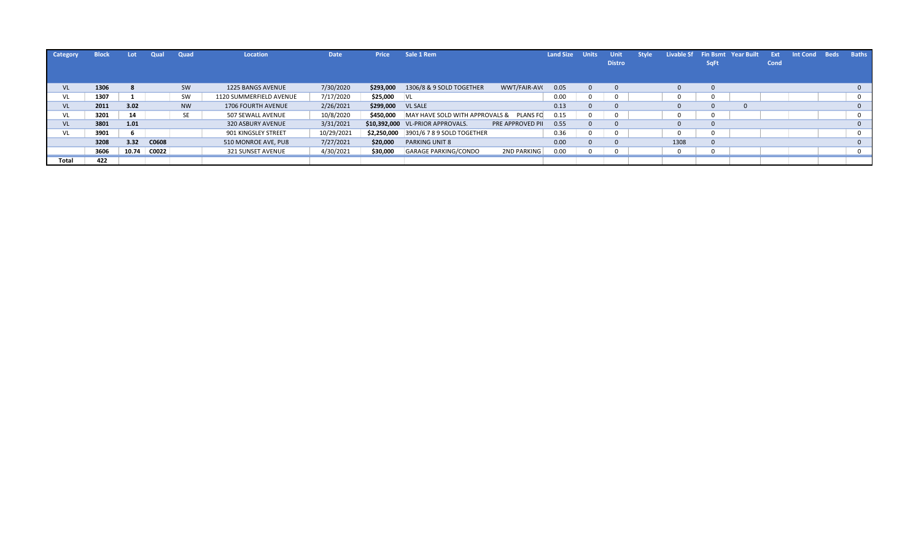| Category | Block | Lot | Qual | Quad | Location | Date | Price | Sale 1 Rem | | Land Size | Units | Unit Distro | Style | Livable Sf | Fin Bsmt SqFt | Year Built | Ext Cond | Int Cond | Beds | Baths |
|---|---|---|---|---|---|---|---|---|---|---|---|---|---|---|---|---|---|---|---|---|
| VL | **1306** | **8** | | SW | 1225 BANGS AVENUE | 7/30/2020 | **$293,000** | 1306/8 & 9 SOLD TOGETHER | WWT/FAIR-AV( | 0.05 | 0 | 0 | | 0 | 0 | | | | | 0 |
| VL | **1307** | **1** | | SW | 1120 SUMMERFIELD AVENUE | 7/17/2020 | **$25,000** | VL | | 0.00 | 0 | 0 | | 0 | 0 | | | | | 0 |
| VL | **2011** | **3.02** | | NW | 1706 FOURTH AVENUE | 2/26/2021 | **$299,000** | VL SALE | | 0.13 | 0 | 0 | | 0 | 0 | 0 | | | | 0 |
| VL | **3201** | **14** | | SE | 507 SEWALL AVENUE | 10/8/2020 | **$450,000** | MAY HAVE SOLD WITH APPROVALS & | PLANS FO | 0.15 | 0 | 0 | | 0 | 0 | | | | | 0 |
| VL | **3801** | **1.01** | | | 320 ASBURY AVENUE | 3/31/2021 | **$10,392,000** | VL-PRIOR APPROVALS. | PRE APPROVED PII | 0.55 | 0 | 0 | | 0 | 0 | | | | | 0 |
| VL | **3901** | **6** | | | 901 KINGSLEY STREET | 10/29/2021 | **$2,250,000** | 3901/6 7 8 9 SOLD TOGETHER | | 0.36 | 0 | 0 | | 0 | 0 | | | | | 0 |
| | **3208** | **3.32** | **C0608** | | 510 MONROE AVE, PU8 | 7/27/2021 | **$20,000** | PARKING UNIT 8 | | 0.00 | 0 | 0 | | 1308 | 0 | | | | | 0 |
| | **3606** | **10.74** | **C0022** | | 321 SUNSET AVENUE | 4/30/2021 | **$30,000** | GARAGE PARKING/CONDO | 2ND PARKING | 0.00 | 0 | 0 | | 0 | 0 | | | | | 0 |
| **Total** | **422** | | | | | | | | | | | | | | | | | | | |